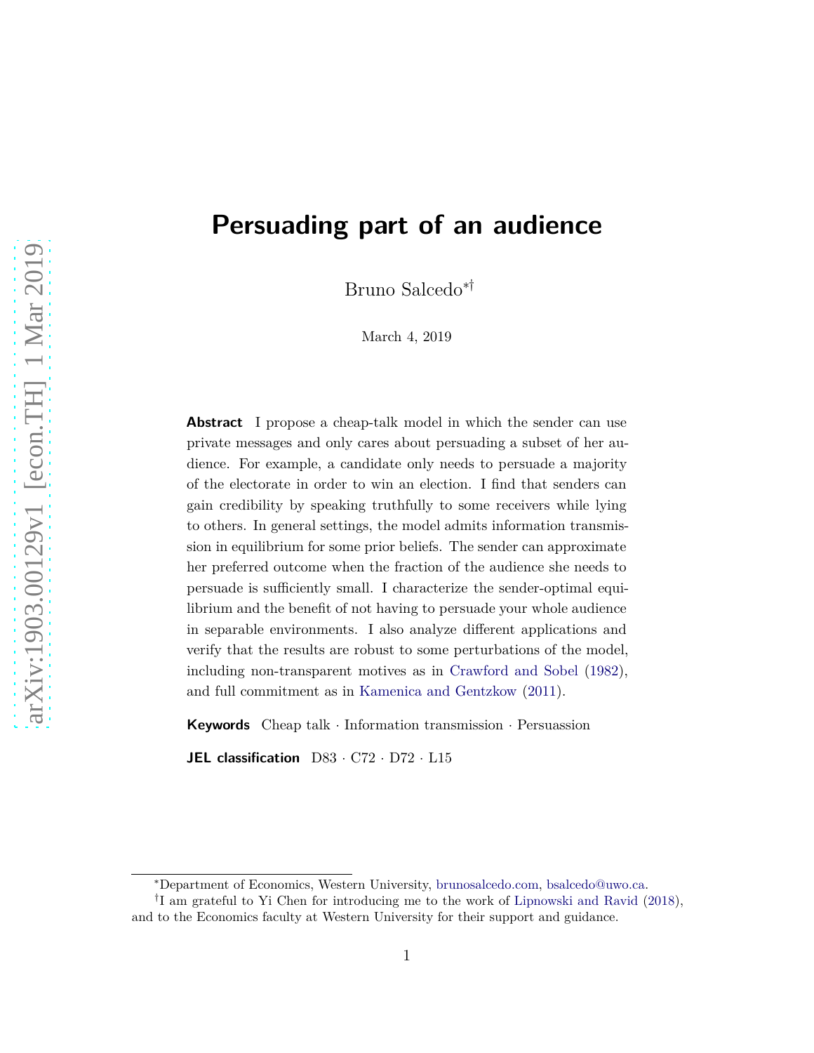# Persuading part of an audience

Bruno Salcedo[*][†]

March 4, 2019

**Abstract** I propose a cheap-talk model in which the sender can use private messages and only cares about persuading a subset of her audience. For example, a candidate only needs to persuade a majority of the electorate in order to win an election. I find that senders can gain credibility by speaking truthfully to some receivers while lying to others. In general settings, the model admits information transmission in equilibrium for some prior beliefs. The sender can approximate her preferred outcome when the fraction of the audience she needs to persuade is sufficiently small. I characterize the sender-optimal equilibrium and the benefit of not having to persuade your whole audience in separable environments. I also analyze different applications and verify that the results are robust to some perturbations of the model, including non-transparent motives as in Crawford and Sobel (1982), and full commitment as in Kamenica and Gentzkow (2011).

**Keywords** Cheap talk · Information transmission · Persuassion

**JEL classification** D83 · C72 · D72 · L15

---

[*] Department of Economics, Western University, brunosalcedo.com, bsalcedo@uwo.ca.

[†] I am grateful to Yi Chen for introducing me to the work of Lipnowski and Ravid (2018), and to the Economics faculty at Western University for their support and guidance.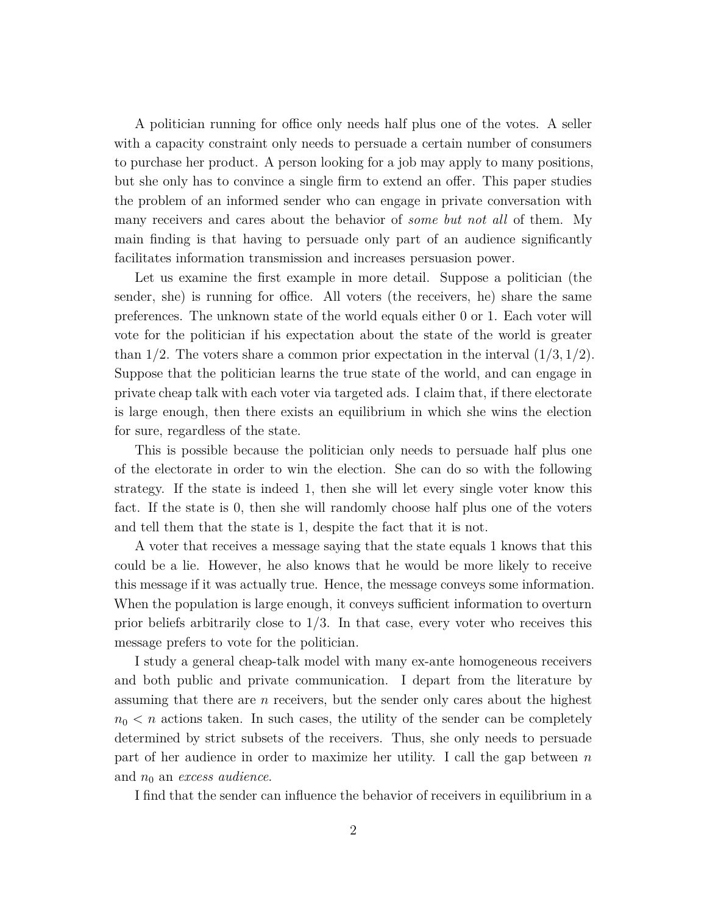A politician running for office only needs half plus one of the votes. A seller with a capacity constraint only needs to persuade a certain number of consumers to purchase her product. A person looking for a job may apply to many positions, but she only has to convince a single firm to extend an offer. This paper studies the problem of an informed sender who can engage in private conversation with many receivers and cares about the behavior of *some but not all* of them. My main finding is that having to persuade only part of an audience significantly facilitates information transmission and increases persuasion power.

Let us examine the first example in more detail. Suppose a politician (the sender, she) is running for office. All voters (the receivers, he) share the same preferences. The unknown state of the world equals either 0 or 1. Each voter will vote for the politician if his expectation about the state of the world is greater than $1/2$. The voters share a common prior expectation in the interval $(1/3, 1/2)$. Suppose that the politician learns the true state of the world, and can engage in private cheap talk with each voter via targeted ads. I claim that, if there electorate is large enough, then there exists an equilibrium in which she wins the election for sure, regardless of the state.

This is possible because the politician only needs to persuade half plus one of the electorate in order to win the election. She can do so with the following strategy. If the state is indeed 1, then she will let every single voter know this fact. If the state is 0, then she will randomly choose half plus one of the voters and tell them that the state is 1, despite the fact that it is not.

A voter that receives a message saying that the state equals 1 knows that this could be a lie. However, he also knows that he would be more likely to receive this message if it was actually true. Hence, the message conveys some information. When the population is large enough, it conveys sufficient information to overturn prior beliefs arbitrarily close to $1/3$. In that case, every voter who receives this message prefers to vote for the politician.

I study a general cheap-talk model with many ex-ante homogeneous receivers and both public and private communication. I depart from the literature by assuming that there are $n$ receivers, but the sender only cares about the highest $n_0 < n$ actions taken. In such cases, the utility of the sender can be completely determined by strict subsets of the receivers. Thus, she only needs to persuade part of her audience in order to maximize her utility. I call the gap between $n$ and $n_0$ an *excess audience*.

I find that the sender can influence the behavior of receivers in equilibrium in a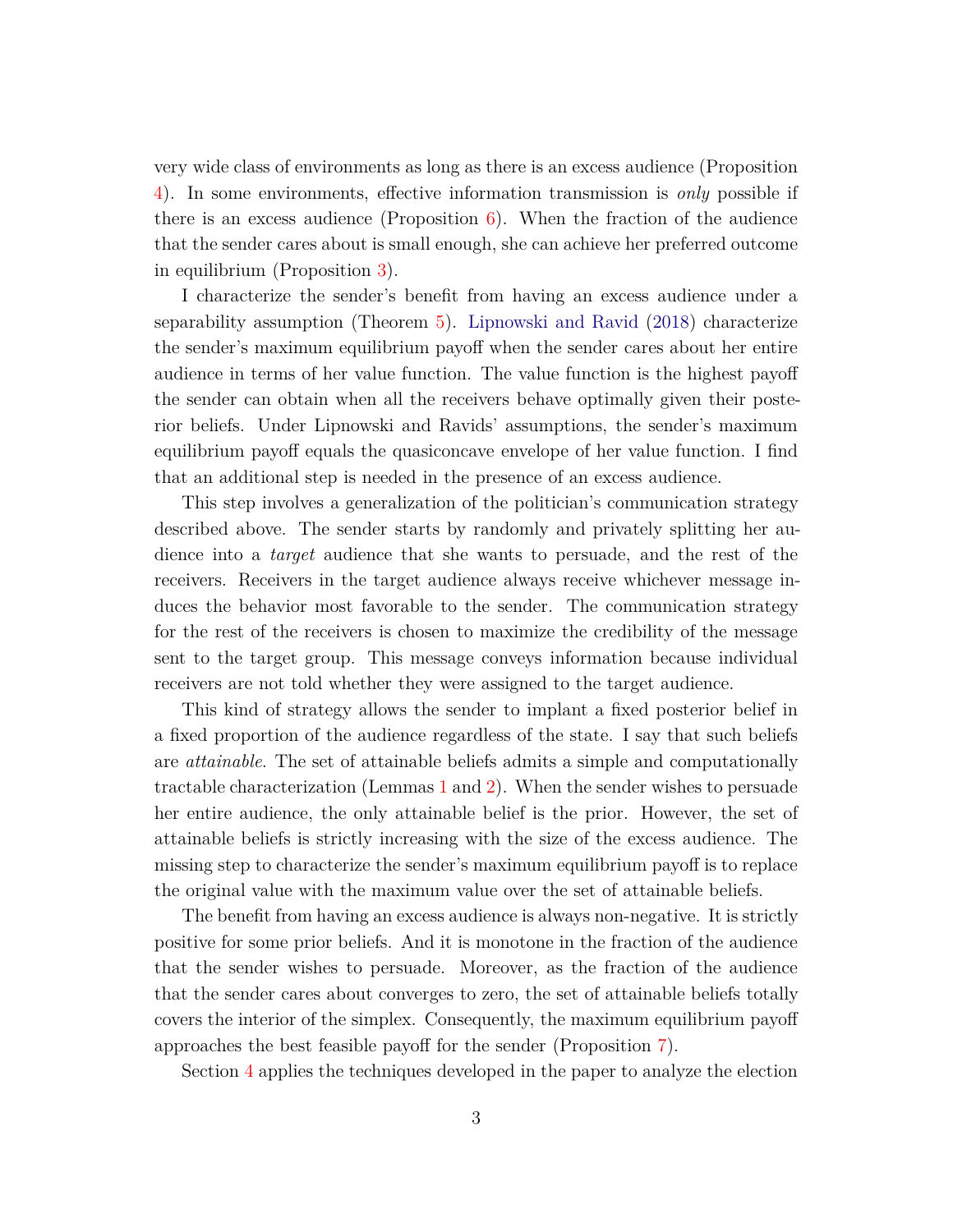very wide class of environments as long as there is an excess audience (Proposition 4). In some environments, effective information transmission is *only* possible if there is an excess audience (Proposition 6). When the fraction of the audience that the sender cares about is small enough, she can achieve her preferred outcome in equilibrium (Proposition 3).

I characterize the sender's benefit from having an excess audience under a separability assumption (Theorem 5). Lipnowski and Ravid (2018) characterize the sender's maximum equilibrium payoff when the sender cares about her entire audience in terms of her value function. The value function is the highest payoff the sender can obtain when all the receivers behave optimally given their posterior beliefs. Under Lipnowski and Ravids' assumptions, the sender's maximum equilibrium payoff equals the quasiconcave envelope of her value function. I find that an additional step is needed in the presence of an excess audience.

This step involves a generalization of the politician's communication strategy described above. The sender starts by randomly and privately splitting her audience into a *target* audience that she wants to persuade, and the rest of the receivers. Receivers in the target audience always receive whichever message induces the behavior most favorable to the sender. The communication strategy for the rest of the receivers is chosen to maximize the credibility of the message sent to the target group. This message conveys information because individual receivers are not told whether they were assigned to the target audience.

This kind of strategy allows the sender to implant a fixed posterior belief in a fixed proportion of the audience regardless of the state. I say that such beliefs are *attainable*. The set of attainable beliefs admits a simple and computationally tractable characterization (Lemmas 1 and 2). When the sender wishes to persuade her entire audience, the only attainable belief is the prior. However, the set of attainable beliefs is strictly increasing with the size of the excess audience. The missing step to characterize the sender's maximum equilibrium payoff is to replace the original value with the maximum value over the set of attainable beliefs.

The benefit from having an excess audience is always non-negative. It is strictly positive for some prior beliefs. And it is monotone in the fraction of the audience that the sender wishes to persuade. Moreover, as the fraction of the audience that the sender cares about converges to zero, the set of attainable beliefs totally covers the interior of the simplex. Consequently, the maximum equilibrium payoff approaches the best feasible payoff for the sender (Proposition 7).

Section 4 applies the techniques developed in the paper to analyze the election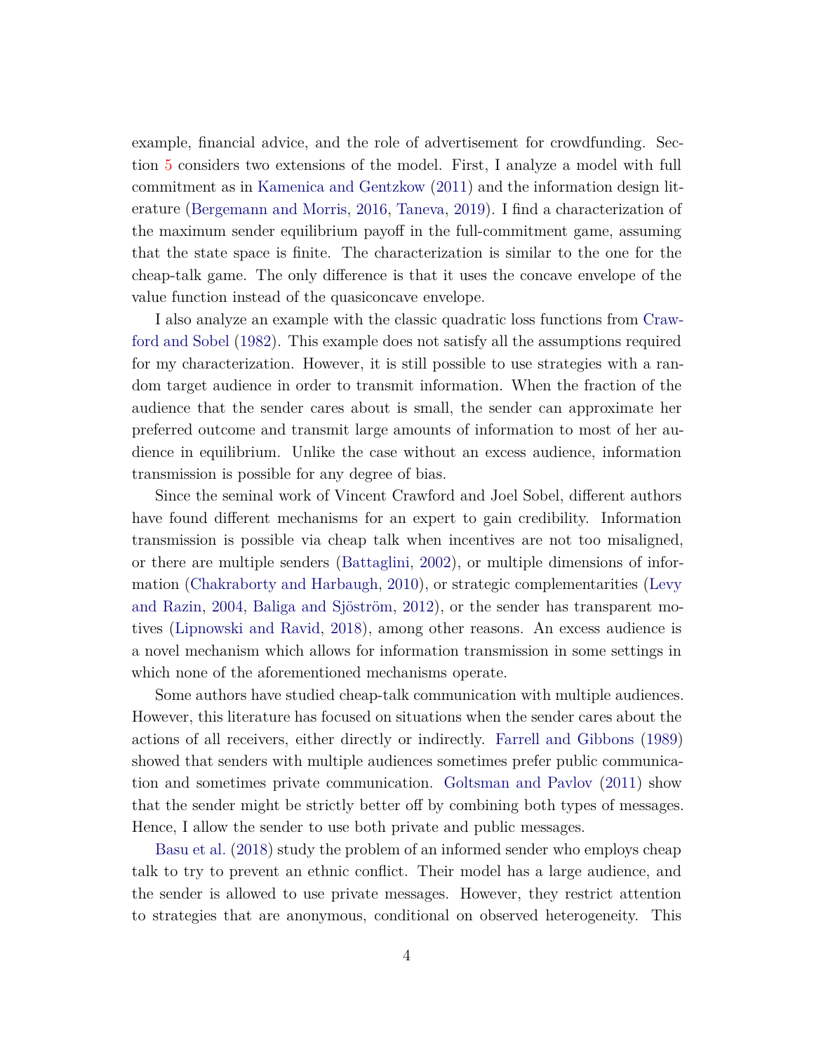example, financial advice, and the role of advertisement for crowdfunding. Section 5 considers two extensions of the model. First, I analyze a model with full commitment as in Kamenica and Gentzkow (2011) and the information design literature (Bergemann and Morris, 2016, Taneva, 2019). I find a characterization of the maximum sender equilibrium payoff in the full-commitment game, assuming that the state space is finite. The characterization is similar to the one for the cheap-talk game. The only difference is that it uses the concave envelope of the value function instead of the quasiconcave envelope.

I also analyze an example with the classic quadratic loss functions from Crawford and Sobel (1982). This example does not satisfy all the assumptions required for my characterization. However, it is still possible to use strategies with a random target audience in order to transmit information. When the fraction of the audience that the sender cares about is small, the sender can approximate her preferred outcome and transmit large amounts of information to most of her audience in equilibrium. Unlike the case without an excess audience, information transmission is possible for any degree of bias.

Since the seminal work of Vincent Crawford and Joel Sobel, different authors have found different mechanisms for an expert to gain credibility. Information transmission is possible via cheap talk when incentives are not too misaligned, or there are multiple senders (Battaglini, 2002), or multiple dimensions of information (Chakraborty and Harbaugh, 2010), or strategic complementarities (Levy and Razin, 2004, Baliga and Sjöström, 2012), or the sender has transparent motives (Lipnowski and Ravid, 2018), among other reasons. An excess audience is a novel mechanism which allows for information transmission in some settings in which none of the aforementioned mechanisms operate.

Some authors have studied cheap-talk communication with multiple audiences. However, this literature has focused on situations when the sender cares about the actions of all receivers, either directly or indirectly. Farrell and Gibbons (1989) showed that senders with multiple audiences sometimes prefer public communication and sometimes private communication. Goltsman and Pavlov (2011) show that the sender might be strictly better off by combining both types of messages. Hence, I allow the sender to use both private and public messages.

Basu et al. (2018) study the problem of an informed sender who employs cheap talk to try to prevent an ethnic conflict. Their model has a large audience, and the sender is allowed to use private messages. However, they restrict attention to strategies that are anonymous, conditional on observed heterogeneity. This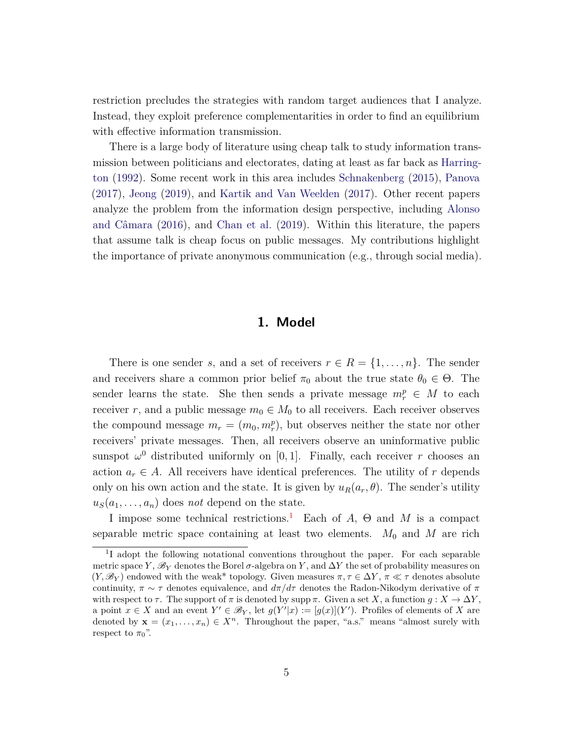restriction precludes the strategies with random target audiences that I analyze. Instead, they exploit preference complementarities in order to find an equilibrium with effective information transmission.

There is a large body of literature using cheap talk to study information transmission between politicians and electorates, dating at least as far back as Harrington (1992). Some recent work in this area includes Schnakenberg (2015), Panova (2017), Jeong (2019), and Kartik and Van Weelden (2017). Other recent papers analyze the problem from the information design perspective, including Alonso and Câmara (2016), and Chan et al. (2019). Within this literature, the papers that assume talk is cheap focus on public messages. My contributions highlight the importance of private anonymous communication (e.g., through social media).

## 1. Model

There is one sender $s$, and a set of receivers $r \in R = \{1, \ldots, n\}$. The sender and receivers share a common prior belief $\pi_0$ about the true state $\theta_0 \in \Theta$. The sender learns the state. She then sends a private message $m_r^p \in M$ to each receiver $r$, and a public message $m_0 \in M_0$ to all receivers. Each receiver observes the compound message $m_r = (m_0, m_r^p)$, but observes neither the state nor other receivers' private messages. Then, all receivers observe an uninformative public sunspot $\omega^0$ distributed uniformly on $[0, 1]$. Finally, each receiver $r$ chooses an action $a_r \in A$. All receivers have identical preferences. The utility of $r$ depends only on his own action and the state. It is given by $u_R(a_r, \theta)$. The sender's utility $u_S(a_1, \ldots, a_n)$ does *not* depend on the state.

I impose some technical restrictions.[1] Each of $A$, $\Theta$ and $M$ is a compact separable metric space containing at least two elements. $M_0$ and $M$ are rich

[1] I adopt the following notational conventions throughout the paper. For each separable metric space $Y$, $\mathscr{B}_Y$ denotes the Borel $\sigma$-algebra on $Y$, and $\Delta Y$ the set of probability measures on $(Y, \mathscr{B}_Y)$ endowed with the weak* topology. Given measures $\pi, \tau \in \Delta Y$, $\pi \ll \tau$ denotes absolute continuity, $\pi \sim \tau$ denotes equivalence, and $d\pi/d\tau$ denotes the Radon-Nikodym derivative of $\pi$ with respect to $\tau$. The support of $\pi$ is denoted by $\operatorname{supp} \pi$. Given a set $X$, a function $g : X \to \Delta Y$, a point $x \in X$ and an event $Y' \in \mathscr{B}_Y$, let $g(Y'|x) := [g(x)](Y')$. Profiles of elements of $X$ are denoted by $\mathbf{x} = (x_1, \ldots, x_n) \in X^n$. Throughout the paper, "a.s." means "almost surely with respect to $\pi_0$".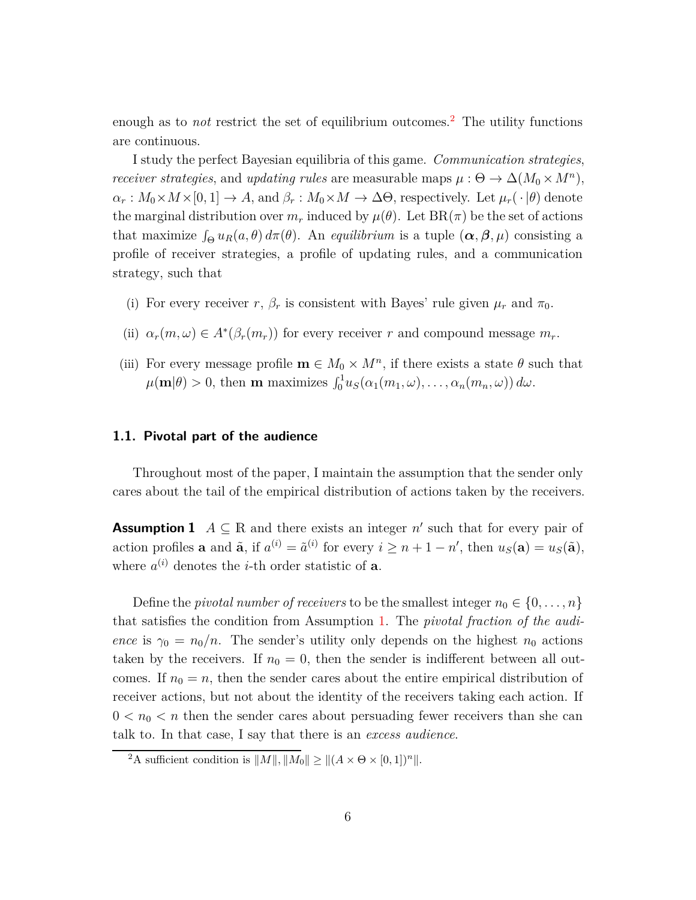enough as to *not* restrict the set of equilibrium outcomes.[2] The utility functions are continuous.

I study the perfect Bayesian equilibria of this game. *Communication strategies*, *receiver strategies*, and *updating rules* are measurable maps $\mu : \Theta \to \Delta(M_0 \times M^n)$, $\alpha_r : M_0 \times M \times [0,1] \to A$, and $\beta_r : M_0 \times M \to \Delta\Theta$, respectively. Let $\mu_r(\,\cdot\,|\theta)$ denote the marginal distribution over $m_r$ induced by $\mu(\theta)$. Let $\mathrm{BR}(\pi)$ be the set of actions that maximize $\int_\Theta u_R(a,\theta)\, d\pi(\theta)$. An *equilibrium* is a tuple $(\boldsymbol{\alpha}, \boldsymbol{\beta}, \mu)$ consisting a profile of receiver strategies, a profile of updating rules, and a communication strategy, such that

(i) For every receiver $r$, $\beta_r$ is consistent with Bayes' rule given $\mu_r$ and $\pi_0$.

(ii) $\alpha_r(m,\omega) \in A^*(\beta_r(m_r))$ for every receiver $r$ and compound message $m_r$.

(iii) For every message profile $\mathbf{m} \in M_0 \times M^n$, if there exists a state $\theta$ such that $\mu(\mathbf{m}|\theta) > 0$, then $\mathbf{m}$ maximizes $\int_0^1 u_S(\alpha_1(m_1,\omega), \ldots, \alpha_n(m_n,\omega))\, d\omega$.

### 1.1. Pivotal part of the audience

Throughout most of the paper, I maintain the assumption that the sender only cares about the tail of the empirical distribution of actions taken by the receivers.

**Assumption 1** $A \subseteq \mathbb{R}$ and there exists an integer $n'$ such that for every pair of action profiles $\mathbf{a}$ and $\tilde{\mathbf{a}}$, if $a^{(i)} = \tilde{a}^{(i)}$ for every $i \geq n+1-n'$, then $u_S(\mathbf{a}) = u_S(\tilde{\mathbf{a}})$, where $a^{(i)}$ denotes the $i$-th order statistic of $\mathbf{a}$.

Define the *pivotal number of receivers* to be the smallest integer $n_0 \in \{0, \ldots, n\}$ that satisfies the condition from Assumption 1. The *pivotal fraction of the audience* is $\gamma_0 = n_0/n$. The sender's utility only depends on the highest $n_0$ actions taken by the receivers. If $n_0 = 0$, then the sender is indifferent between all outcomes. If $n_0 = n$, then the sender cares about the entire empirical distribution of receiver actions, but not about the identity of the receivers taking each action. If $0 < n_0 < n$ then the sender cares about persuading fewer receivers than she can talk to. In that case, I say that there is an *excess audience*.

[2] A sufficient condition is $\|M\|, \|M_0\| \geq \|(A \times \Theta \times [0,1])^n\|$.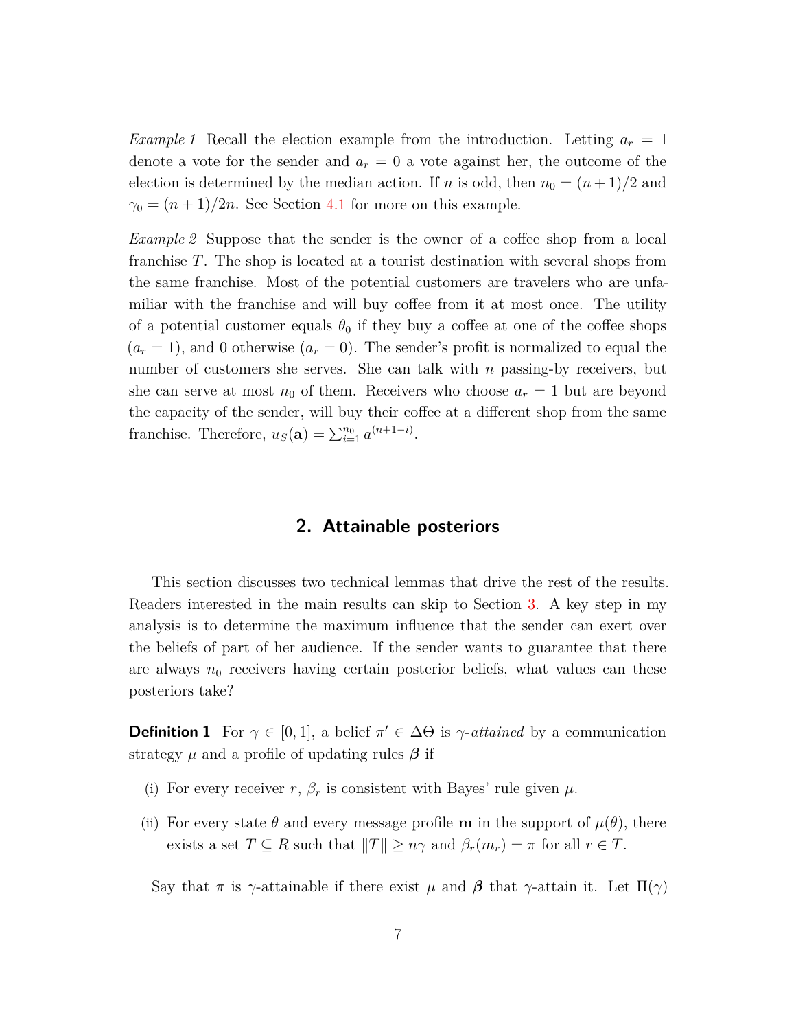*Example 1* Recall the election example from the introduction. Letting $a_r = 1$ denote a vote for the sender and $a_r = 0$ a vote against her, the outcome of the election is determined by the median action. If $n$ is odd, then $n_0 = (n+1)/2$ and $\gamma_0 = (n+1)/2n$. See Section 4.1 for more on this example.

*Example 2* Suppose that the sender is the owner of a coffee shop from a local franchise $T$. The shop is located at a tourist destination with several shops from the same franchise. Most of the potential customers are travelers who are unfamiliar with the franchise and will buy coffee from it at most once. The utility of a potential customer equals $\theta_0$ if they buy a coffee at one of the coffee shops ($a_r = 1$), and 0 otherwise ($a_r = 0$). The sender's profit is normalized to equal the number of customers she serves. She can talk with $n$ passing-by receivers, but she can serve at most $n_0$ of them. Receivers who choose $a_r = 1$ but are beyond the capacity of the sender, will buy their coffee at a different shop from the same franchise. Therefore, $u_S(\mathbf{a}) = \sum_{i=1}^{n_0} a^{(n+1-i)}$.

## 2. Attainable posteriors

This section discusses two technical lemmas that drive the rest of the results. Readers interested in the main results can skip to Section 3. A key step in my analysis is to determine the maximum influence that the sender can exert over the beliefs of part of her audience. If the sender wants to guarantee that there are always $n_0$ receivers having certain posterior beliefs, what values can these posteriors take?

**Definition 1** For $\gamma \in [0, 1]$, a belief $\pi' \in \Delta\Theta$ is *$\gamma$-attained* by a communication strategy $\mu$ and a profile of updating rules $\boldsymbol{\beta}$ if

(i) For every receiver $r$, $\beta_r$ is consistent with Bayes' rule given $\mu$.

(ii) For every state $\theta$ and every message profile $\mathbf{m}$ in the support of $\mu(\theta)$, there exists a set $T \subseteq R$ such that $\|T\| \geq n\gamma$ and $\beta_r(m_r) = \pi$ for all $r \in T$.

Say that $\pi$ is $\gamma$-attainable if there exist $\mu$ and $\boldsymbol{\beta}$ that $\gamma$-attain it. Let $\Pi(\gamma)$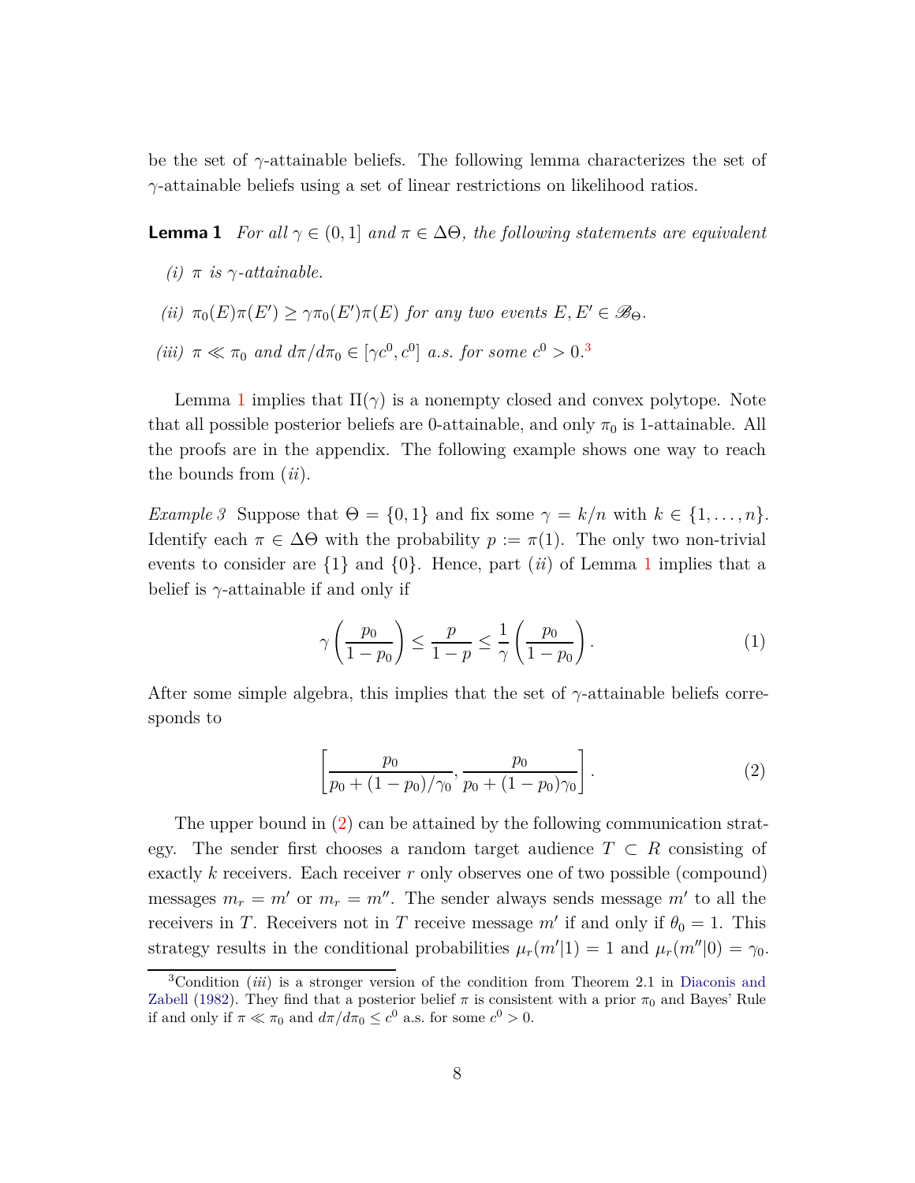be the set of $\gamma$-attainable beliefs. The following lemma characterizes the set of $\gamma$-attainable beliefs using a set of linear restrictions on likelihood ratios.

**Lemma 1** *For all $\gamma \in (0,1]$ and $\pi \in \Delta\Theta$, the following statements are equivalent*

*(i) $\pi$ is $\gamma$-attainable.*

*(ii) $\pi_0(E)\pi(E') \geq \gamma\pi_0(E')\pi(E)$ for any two events $E, E' \in \mathscr{B}_\Theta$.*

*(iii) $\pi \ll \pi_0$ and $d\pi/d\pi_0 \in [\gamma c^0, c^0]$ a.s. for some $c^0 > 0$.*[3]

Lemma 1 implies that $\Pi(\gamma)$ is a nonempty closed and convex polytope. Note that all possible posterior beliefs are 0-attainable, and only $\pi_0$ is 1-attainable. All the proofs are in the appendix. The following example shows one way to reach the bounds from (*ii*).

*Example 3* Suppose that $\Theta = \{0,1\}$ and fix some $\gamma = k/n$ with $k \in \{1,\ldots,n\}$. Identify each $\pi \in \Delta\Theta$ with the probability $p := \pi(1)$. The only two non-trivial events to consider are $\{1\}$ and $\{0\}$. Hence, part (*ii*) of Lemma 1 implies that a belief is $\gamma$-attainable if and only if

$$\gamma\left(\frac{p_0}{1-p_0}\right) \leq \frac{p}{1-p} \leq \frac{1}{\gamma}\left(\frac{p_0}{1-p_0}\right). \tag{1}$$

After some simple algebra, this implies that the set of $\gamma$-attainable beliefs corresponds to

$$\left[\frac{p_0}{p_0 + (1-p_0)/\gamma_0}, \frac{p_0}{p_0 + (1-p_0)\gamma_0}\right]. \tag{2}$$

The upper bound in (2) can be attained by the following communication strategy. The sender first chooses a random target audience $T \subset R$ consisting of exactly $k$ receivers. Each receiver $r$ only observes one of two possible (compound) messages $m_r = m'$ or $m_r = m''$. The sender always sends message $m'$ to all the receivers in $T$. Receivers not in $T$ receive message $m'$ if and only if $\theta_0 = 1$. This strategy results in the conditional probabilities $\mu_r(m'|1) = 1$ and $\mu_r(m''|0) = \gamma_0$.

[3] Condition (*iii*) is a stronger version of the condition from Theorem 2.1 in Diaconis and Zabell (1982). They find that a posterior belief $\pi$ is consistent with a prior $\pi_0$ and Bayes' Rule if and only if $\pi \ll \pi_0$ and $d\pi/d\pi_0 \leq c^0$ a.s. for some $c^0 > 0$.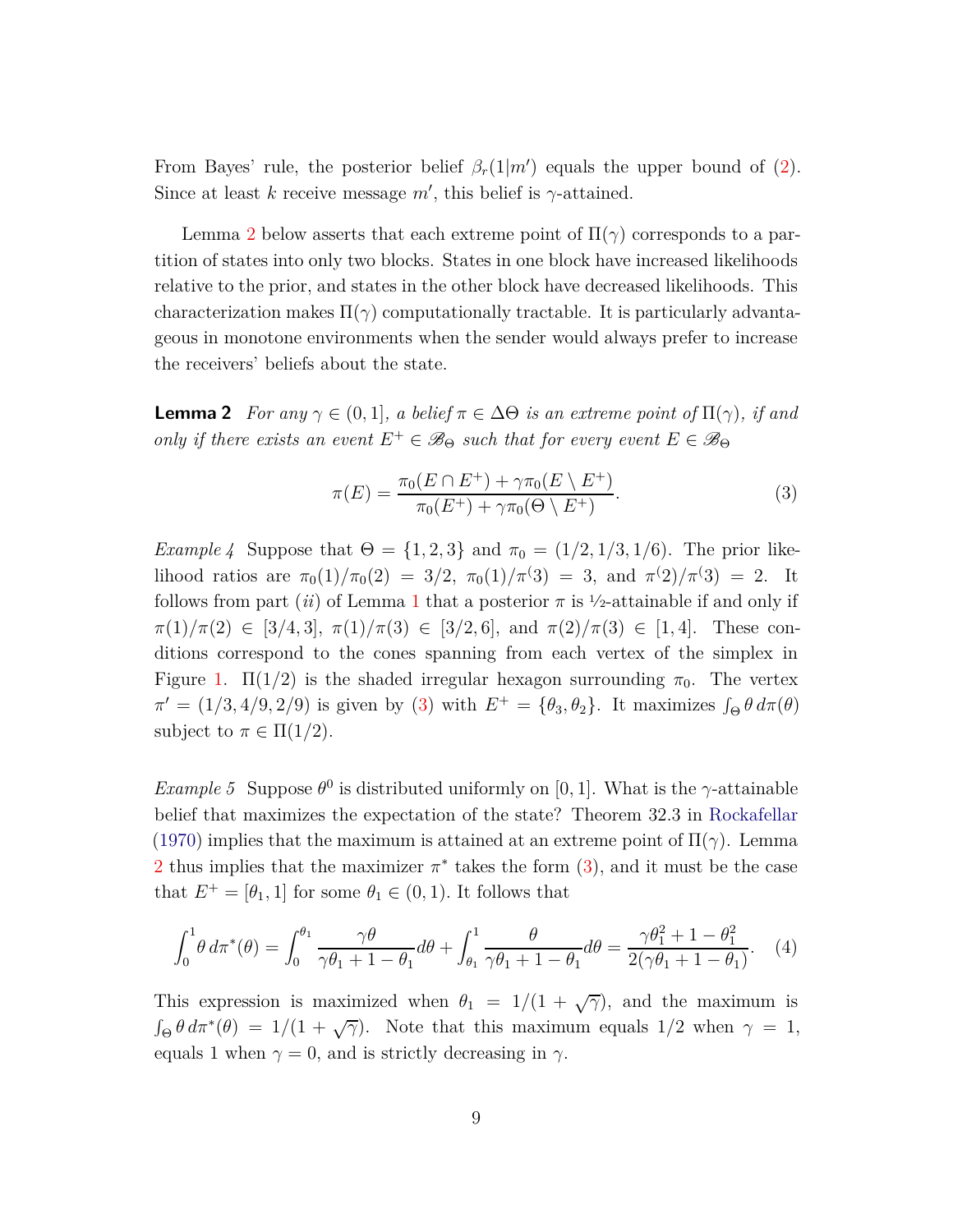From Bayes' rule, the posterior belief $\beta_r(1|m')$ equals the upper bound of (2). Since at least $k$ receive message $m'$, this belief is $\gamma$-attained.

Lemma 2 below asserts that each extreme point of $\Pi(\gamma)$ corresponds to a partition of states into only two blocks. States in one block have increased likelihoods relative to the prior, and states in the other block have decreased likelihoods. This characterization makes $\Pi(\gamma)$ computationally tractable. It is particularly advantageous in monotone environments when the sender would always prefer to increase the receivers' beliefs about the state.

**Lemma 2** *For any $\gamma \in (0, 1]$, a belief $\pi \in \Delta\Theta$ is an extreme point of $\Pi(\gamma)$, if and only if there exists an event $E^+ \in \mathscr{B}_\Theta$ such that for every event $E \in \mathscr{B}_\Theta$*

$$\pi(E) = \frac{\pi_0(E \cap E^+) + \gamma\pi_0(E \setminus E^+)}{\pi_0(E^+) + \gamma\pi_0(\Theta \setminus E^+)}. \tag{3}$$

*Example 4* Suppose that $\Theta = \{1, 2, 3\}$ and $\pi_0 = (1/2, 1/3, 1/6)$. The prior likelihood ratios are $\pi_0(1)/\pi_0(2) = 3/2$, $\pi_0(1)/\pi^(3) = 3$, and $\pi^(2)/\pi^(3) = 2$. It follows from part $(ii)$ of Lemma 1 that a posterior $\pi$ is $1/2$-attainable if and only if $\pi(1)/\pi(2) \in [3/4, 3]$, $\pi(1)/\pi(3) \in [3/2, 6]$, and $\pi(2)/\pi(3) \in [1, 4]$. These conditions correspond to the cones spanning from each vertex of the simplex in Figure 1. $\Pi(1/2)$ is the shaded irregular hexagon surrounding $\pi_0$. The vertex $\pi' = (1/3, 4/9, 2/9)$ is given by (3) with $E^+ = \{\theta_3, \theta_2\}$. It maximizes $\int_\Theta \theta \, d\pi(\theta)$ subject to $\pi \in \Pi(1/2)$.

*Example 5* Suppose $\theta^0$ is distributed uniformly on $[0, 1]$. What is the $\gamma$-attainable belief that maximizes the expectation of the state? Theorem 32.3 in Rockafellar (1970) implies that the maximum is attained at an extreme point of $\Pi(\gamma)$. Lemma 2 thus implies that the maximizer $\pi^*$ takes the form (3), and it must be the case that $E^+ = [\theta_1, 1]$ for some $\theta_1 \in (0, 1)$. It follows that

$$\int_0^1 \theta \, d\pi^*(\theta) = \int_0^{\theta_1} \frac{\gamma\theta}{\gamma\theta_1 + 1 - \theta_1} d\theta + \int_{\theta_1}^1 \frac{\theta}{\gamma\theta_1 + 1 - \theta_1} d\theta = \frac{\gamma\theta_1^2 + 1 - \theta_1^2}{2(\gamma\theta_1 + 1 - \theta_1)}. \tag{4}$$

This expression is maximized when $\theta_1 = 1/(1 + \sqrt{\gamma})$, and the maximum is $\int_\Theta \theta \, d\pi^*(\theta) = 1/(1 + \sqrt{\gamma})$. Note that this maximum equals $1/2$ when $\gamma = 1$, equals 1 when $\gamma = 0$, and is strictly decreasing in $\gamma$.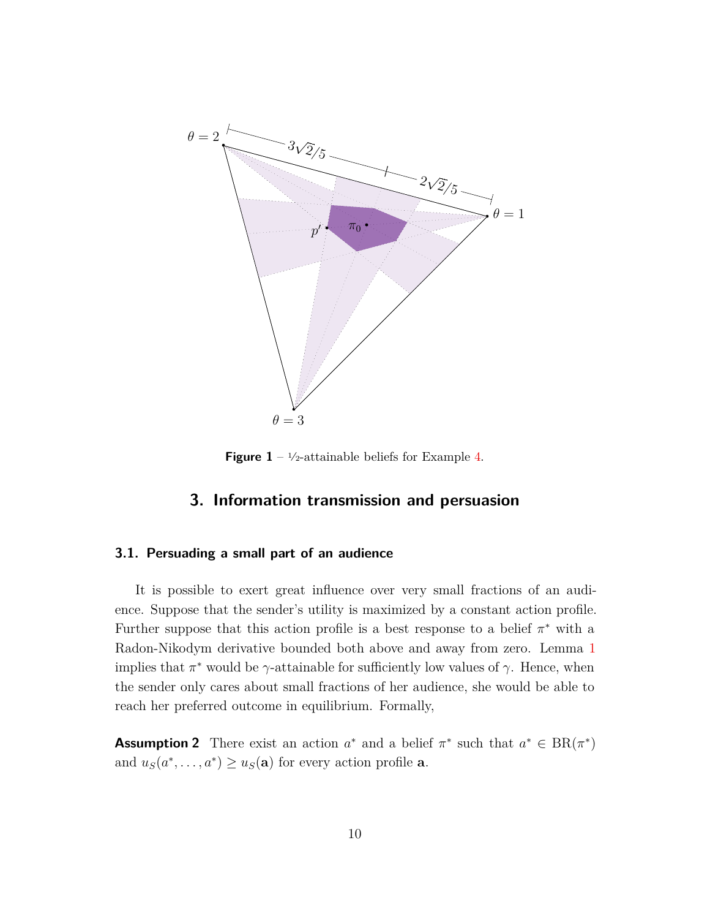**Figure 1** – ½-attainable beliefs for Example 4.

## 3. Information transmission and persuasion

### 3.1. Persuading a small part of an audience

It is possible to exert great influence over very small fractions of an audience. Suppose that the sender's utility is maximized by a constant action profile. Further suppose that this action profile is a best response to a belief $\pi^*$ with a Radon-Nikodym derivative bounded both above and away from zero. Lemma 1 implies that $\pi^*$ would be $\gamma$-attainable for sufficiently low values of $\gamma$. Hence, when the sender only cares about small fractions of her audience, she would be able to reach her preferred outcome in equilibrium. Formally,

**Assumption 2** There exist an action $a^*$ and a belief $\pi^*$ such that $a^* \in \mathrm{BR}(\pi^*)$ and $u_S(a^*, \ldots, a^*) \geq u_S(\mathbf{a})$ for every action profile $\mathbf{a}$.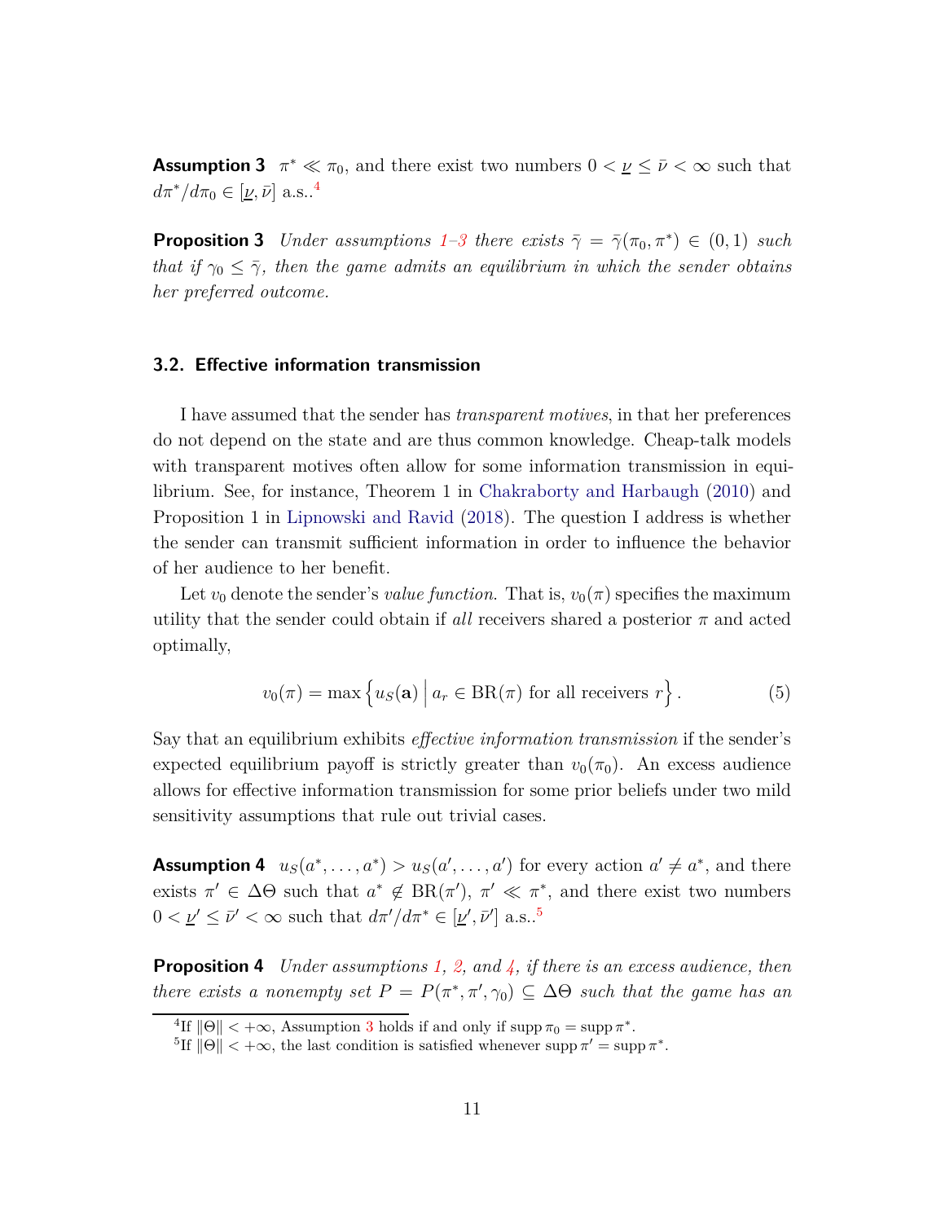**Assumption 3** $\pi^* \ll \pi_0$, and there exist two numbers $0 < \underline{\nu} \leq \bar{\nu} < \infty$ such that $d\pi^*/d\pi_0 \in [\underline{\nu}, \bar{\nu}]$ a.s..[4]

**Proposition 3** *Under assumptions 1–3 there exists $\bar{\gamma} = \bar{\gamma}(\pi_0, \pi^*) \in (0, 1)$ such that if $\gamma_0 \leq \bar{\gamma}$, then the game admits an equilibrium in which the sender obtains her preferred outcome.*

### 3.2. Effective information transmission

I have assumed that the sender has *transparent motives*, in that her preferences do not depend on the state and are thus common knowledge. Cheap-talk models with transparent motives often allow for some information transmission in equilibrium. See, for instance, Theorem 1 in Chakraborty and Harbaugh (2010) and Proposition 1 in Lipnowski and Ravid (2018). The question I address is whether the sender can transmit sufficient information in order to influence the behavior of her audience to her benefit.

Let $v_0$ denote the sender's *value function*. That is, $v_0(\pi)$ specifies the maximum utility that the sender could obtain if *all* receivers shared a posterior $\pi$ and acted optimally,

$$v_0(\pi) = \max \left\{ u_S(\mathbf{a}) \,\middle|\, a_r \in \mathrm{BR}(\pi) \text{ for all receivers } r \right\}. \tag{5}$$

Say that an equilibrium exhibits *effective information transmission* if the sender's expected equilibrium payoff is strictly greater than $v_0(\pi_0)$. An excess audience allows for effective information transmission for some prior beliefs under two mild sensitivity assumptions that rule out trivial cases.

**Assumption 4** $u_S(a^*, \ldots, a^*) > u_S(a', \ldots, a')$ for every action $a' \neq a^*$, and there exists $\pi' \in \Delta\Theta$ such that $a^* \notin \mathrm{BR}(\pi')$, $\pi' \ll \pi^*$, and there exist two numbers $0 < \underline{\nu}' \leq \bar{\nu}' < \infty$ such that $d\pi'/d\pi^* \in [\underline{\nu}', \bar{\nu}']$ a.s..[5]

**Proposition 4** *Under assumptions 1, 2, and 4, if there is an excess audience, then there exists a nonempty set $P = P(\pi^*, \pi', \gamma_0) \subseteq \Delta\Theta$ such that the game has an*

---

[4] If $\|\Theta\| < +\infty$, Assumption 3 holds if and only if $\operatorname{supp} \pi_0 = \operatorname{supp} \pi^*$.

[5] If $\|\Theta\| < +\infty$, the last condition is satisfied whenever $\operatorname{supp} \pi' = \operatorname{supp} \pi^*$.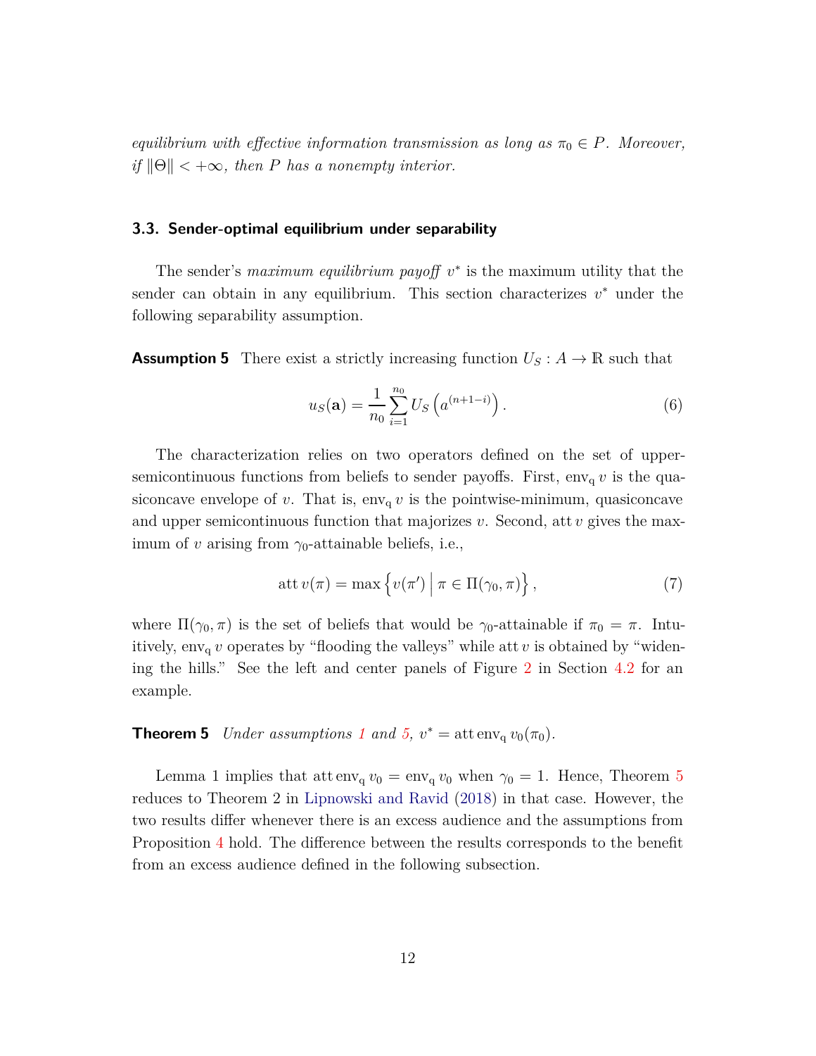*equilibrium with effective information transmission as long as $\pi_0 \in P$. Moreover, if $\|\Theta\| < +\infty$, then $P$ has a nonempty interior.*

### 3.3. Sender-optimal equilibrium under separability

The sender's *maximum equilibrium payoff* $v^*$ is the maximum utility that the sender can obtain in any equilibrium. This section characterizes $v^*$ under the following separability assumption.

**Assumption 5** There exist a strictly increasing function $U_S : A \to \mathbb{R}$ such that

$$u_S(\mathbf{a}) = \frac{1}{n_0} \sum_{i=1}^{n_0} U_S\left(a^{(n+1-i)}\right). \tag{6}$$

The characterization relies on two operators defined on the set of upper-semicontinuous functions from beliefs to sender payoffs. First, $\operatorname{env_q} v$ is the quasiconcave envelope of $v$. That is, $\operatorname{env_q} v$ is the pointwise-minimum, quasiconcave and upper semicontinuous function that majorizes $v$. Second, $\operatorname{att} v$ gives the maximum of $v$ arising from $\gamma_0$-attainable beliefs, i.e.,

$$\operatorname{att} v(\pi) = \max\left\{ v(\pi') \,\middle|\, \pi \in \Pi(\gamma_0, \pi) \right\}, \tag{7}$$

where $\Pi(\gamma_0, \pi)$ is the set of beliefs that would be $\gamma_0$-attainable if $\pi_0 = \pi$. Intuitively, $\operatorname{env_q} v$ operates by "flooding the valleys" while $\operatorname{att} v$ is obtained by "widening the hills." See the left and center panels of Figure 2 in Section 4.2 for an example.

**Theorem 5** *Under assumptions 1 and 5, $v^* = \operatorname{att} \operatorname{env_q} v_0(\pi_0)$.*

Lemma 1 implies that $\operatorname{att} \operatorname{env_q} v_0 = \operatorname{env_q} v_0$ when $\gamma_0 = 1$. Hence, Theorem 5 reduces to Theorem 2 in Lipnowski and Ravid (2018) in that case. However, the two results differ whenever there is an excess audience and the assumptions from Proposition 4 hold. The difference between the results corresponds to the benefit from an excess audience defined in the following subsection.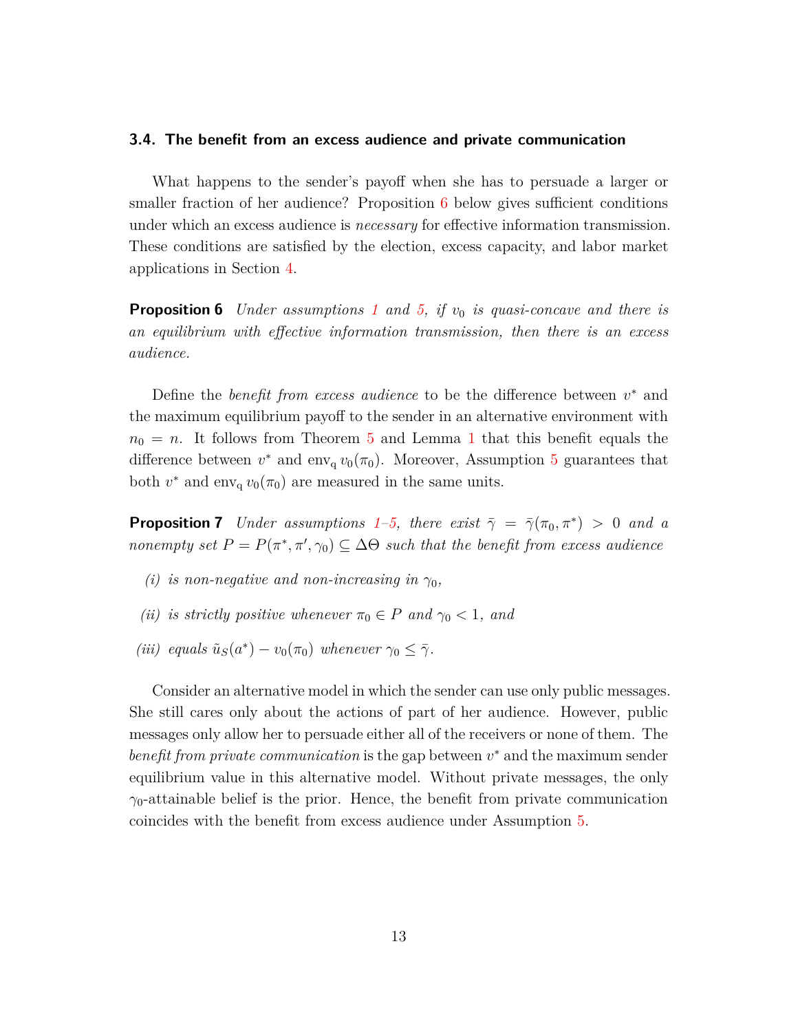### 3.4. The benefit from an excess audience and private communication

What happens to the sender's payoff when she has to persuade a larger or smaller fraction of her audience? Proposition 6 below gives sufficient conditions under which an excess audience is *necessary* for effective information transmission. These conditions are satisfied by the election, excess capacity, and labor market applications in Section 4.

**Proposition 6** *Under assumptions 1 and 5, if $v_0$ is quasi-concave and there is an equilibrium with effective information transmission, then there is an excess audience.*

Define the *benefit from excess audience* to be the difference between $v^*$ and the maximum equilibrium payoff to the sender in an alternative environment with $n_0 = n$. It follows from Theorem 5 and Lemma 1 that this benefit equals the difference between $v^*$ and $\text{env}_\text{q}\, v_0(\pi_0)$. Moreover, Assumption 5 guarantees that both $v^*$ and $\text{env}_\text{q}\, v_0(\pi_0)$ are measured in the same units.

**Proposition 7** *Under assumptions 1–5, there exist $\bar{\gamma} = \bar{\gamma}(\pi_0, \pi^*) > 0$ and a nonempty set $P = P(\pi^*, \pi', \gamma_0) \subseteq \Delta\Theta$ such that the benefit from excess audience*

*(i) is non-negative and non-increasing in $\gamma_0$,*

*(ii) is strictly positive whenever $\pi_0 \in P$ and $\gamma_0 < 1$, and*

*(iii) equals $\tilde{u}_S(a^*) - v_0(\pi_0)$ whenever $\gamma_0 \leq \bar{\gamma}$.*

Consider an alternative model in which the sender can use only public messages. She still cares only about the actions of part of her audience. However, public messages only allow her to persuade either all of the receivers or none of them. The *benefit from private communication* is the gap between $v^*$ and the maximum sender equilibrium value in this alternative model. Without private messages, the only $\gamma_0$-attainable belief is the prior. Hence, the benefit from private communication coincides with the benefit from excess audience under Assumption 5.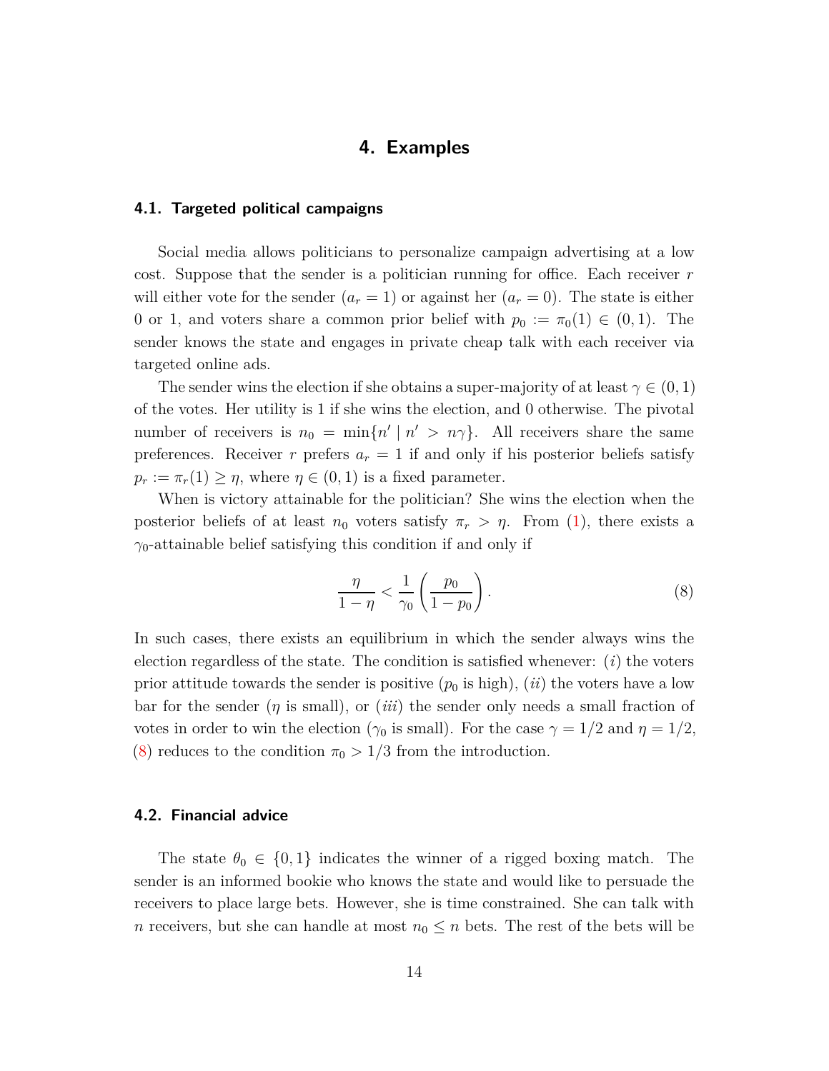# 4. Examples

## 4.1. Targeted political campaigns

Social media allows politicians to personalize campaign advertising at a low cost. Suppose that the sender is a politician running for office. Each receiver $r$ will either vote for the sender ($a_r = 1$) or against her ($a_r = 0$). The state is either 0 or 1, and voters share a common prior belief with $p_0 := \pi_0(1) \in (0, 1)$. The sender knows the state and engages in private cheap talk with each receiver via targeted online ads.

The sender wins the election if she obtains a super-majority of at least $\gamma \in (0, 1)$ of the votes. Her utility is 1 if she wins the election, and 0 otherwise. The pivotal number of receivers is $n_0 = \min\{n' \mid n' > n\gamma\}$. All receivers share the same preferences. Receiver $r$ prefers $a_r = 1$ if and only if his posterior beliefs satisfy $p_r := \pi_r(1) \geq \eta$, where $\eta \in (0, 1)$ is a fixed parameter.

When is victory attainable for the politician? She wins the election when the posterior beliefs of at least $n_0$ voters satisfy $\pi_r > \eta$. From (1), there exists a $\gamma_0$-attainable belief satisfying this condition if and only if

$$\frac{\eta}{1-\eta} < \frac{1}{\gamma_0}\left(\frac{p_0}{1-p_0}\right). \tag{8}$$

In such cases, there exists an equilibrium in which the sender always wins the election regardless of the state. The condition is satisfied whenever: ($i$) the voters prior attitude towards the sender is positive ($p_0$ is high), ($ii$) the voters have a low bar for the sender ($\eta$ is small), or ($iii$) the sender only needs a small fraction of votes in order to win the election ($\gamma_0$ is small). For the case $\gamma = 1/2$ and $\eta = 1/2$, (8) reduces to the condition $\pi_0 > 1/3$ from the introduction.

## 4.2. Financial advice

The state $\theta_0 \in \{0, 1\}$ indicates the winner of a rigged boxing match. The sender is an informed bookie who knows the state and would like to persuade the receivers to place large bets. However, she is time constrained. She can talk with $n$ receivers, but she can handle at most $n_0 \leq n$ bets. The rest of the bets will be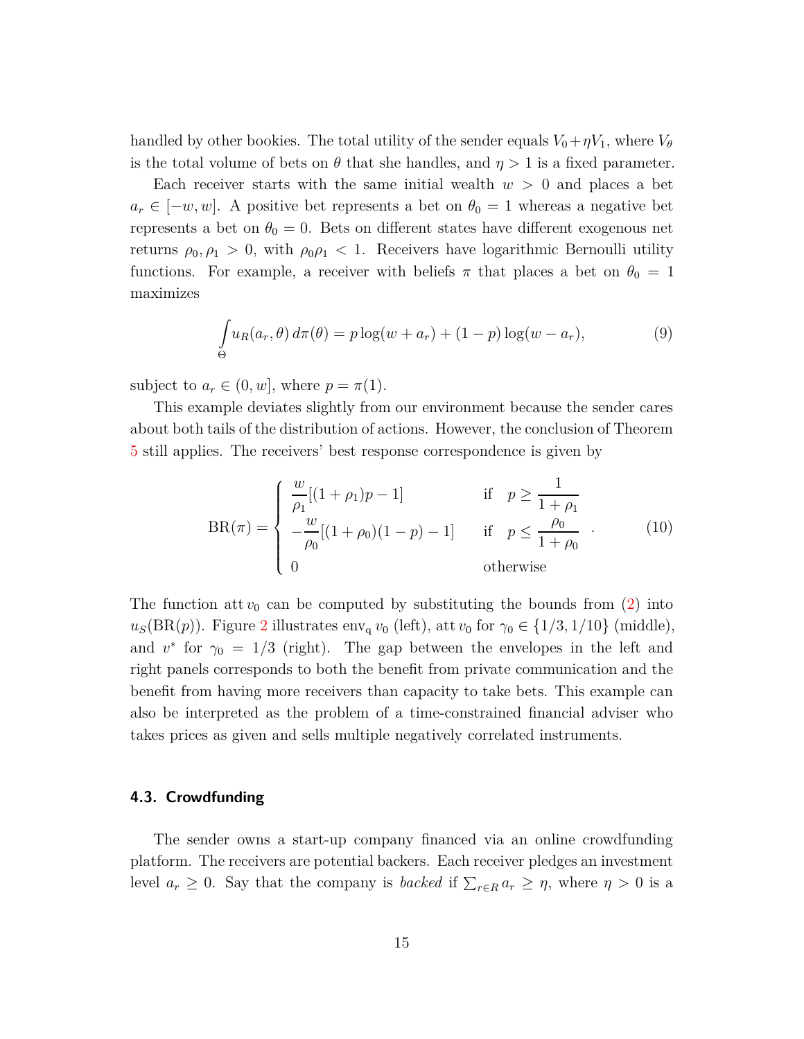handled by other bookies. The total utility of the sender equals $V_0 + \eta V_1$, where $V_\theta$ is the total volume of bets on $\theta$ that she handles, and $\eta > 1$ is a fixed parameter.

Each receiver starts with the same initial wealth $w > 0$ and places a bet $a_r \in [-w, w]$. A positive bet represents a bet on $\theta_0 = 1$ whereas a negative bet represents a bet on $\theta_0 = 0$. Bets on different states have different exogenous net returns $\rho_0, \rho_1 > 0$, with $\rho_0 \rho_1 < 1$. Receivers have logarithmic Bernoulli utility functions. For example, a receiver with beliefs $\pi$ that places a bet on $\theta_0 = 1$ maximizes

$$\int_{\Theta} u_R(a_r, \theta)\, d\pi(\theta) = p \log(w + a_r) + (1 - p) \log(w - a_r), \tag{9}$$

subject to $a_r \in (0, w]$, where $p = \pi(1)$.

This example deviates slightly from our environment because the sender cares about both tails of the distribution of actions. However, the conclusion of Theorem 5 still applies. The receivers' best response correspondence is given by

$$\mathrm{BR}(\pi) = \begin{cases} \dfrac{w}{\rho_1}[(1 + \rho_1)p - 1] & \text{if} \quad p \geq \dfrac{1}{1 + \rho_1} \\ -\dfrac{w}{\rho_0}[(1 + \rho_0)(1 - p) - 1] & \text{if} \quad p \leq \dfrac{\rho_0}{1 + \rho_0} \\ 0 & \text{otherwise} \end{cases} . \tag{10}$$

The function $\operatorname{att} v_0$ can be computed by substituting the bounds from (2) into $u_S(\mathrm{BR}(p))$. Figure 2 illustrates $\operatorname{env}_{\mathrm{q}} v_0$ (left), $\operatorname{att} v_0$ for $\gamma_0 \in \{1/3, 1/10\}$ (middle), and $v^*$ for $\gamma_0 = 1/3$ (right). The gap between the envelopes in the left and right panels corresponds to both the benefit from private communication and the benefit from having more receivers than capacity to take bets. This example can also be interpreted as the problem of a time-constrained financial adviser who takes prices as given and sells multiple negatively correlated instruments.

### 4.3. Crowdfunding

The sender owns a start-up company financed via an online crowdfunding platform. The receivers are potential backers. Each receiver pledges an investment level $a_r \geq 0$. Say that the company is *backed* if $\sum_{r \in R} a_r \geq \eta$, where $\eta > 0$ is a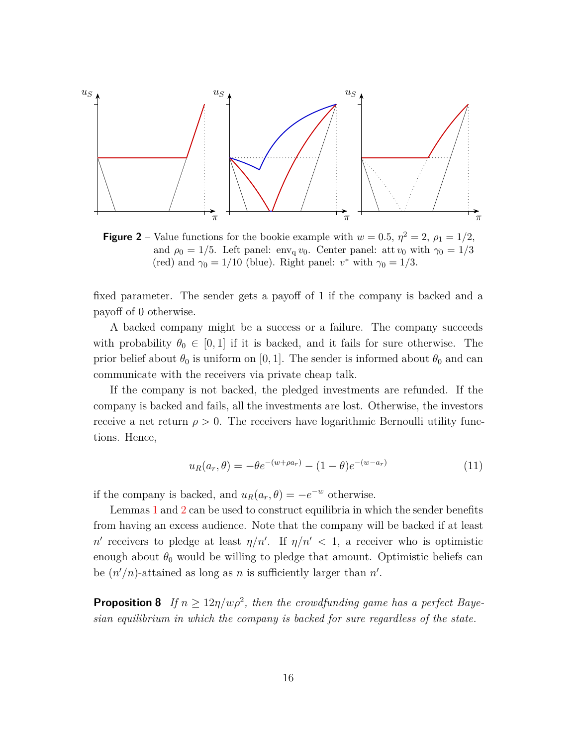**Figure 2** – Value functions for the bookie example with $w = 0.5$, $\eta^2 = 2$, $\rho_1 = 1/2$, and $\rho_0 = 1/5$. Left panel: $\text{env}_q\, v_0$. Center panel: $\text{att}\, v_0$ with $\gamma_0 = 1/3$ (red) and $\gamma_0 = 1/10$ (blue). Right panel: $v^*$ with $\gamma_0 = 1/3$.

fixed parameter. The sender gets a payoff of 1 if the company is backed and a payoff of 0 otherwise.

A backed company might be a success or a failure. The company succeeds with probability $\theta_0 \in [0, 1]$ if it is backed, and it fails for sure otherwise. The prior belief about $\theta_0$ is uniform on $[0, 1]$. The sender is informed about $\theta_0$ and can communicate with the receivers via private cheap talk.

If the company is not backed, the pledged investments are refunded. If the company is backed and fails, all the investments are lost. Otherwise, the investors receive a net return $\rho > 0$. The receivers have logarithmic Bernoulli utility functions. Hence,

$$u_R(a_r, \theta) = -\theta e^{-(w+\rho a_r)} - (1-\theta)e^{-(w-a_r)} \tag{11}$$

if the company is backed, and $u_R(a_r, \theta) = -e^{-w}$ otherwise.

Lemmas 1 and 2 can be used to construct equilibria in which the sender benefits from having an excess audience. Note that the company will be backed if at least $n'$ receivers to pledge at least $\eta/n'$. If $\eta/n' < 1$, a receiver who is optimistic enough about $\theta_0$ would be willing to pledge that amount. Optimistic beliefs can be $(n'/n)$-attained as long as $n$ is sufficiently larger than $n'$.

**Proposition 8** *If $n \geq 12\eta/w\rho^2$, then the crowdfunding game has a perfect Bayesian equilibrium in which the company is backed for sure regardless of the state.*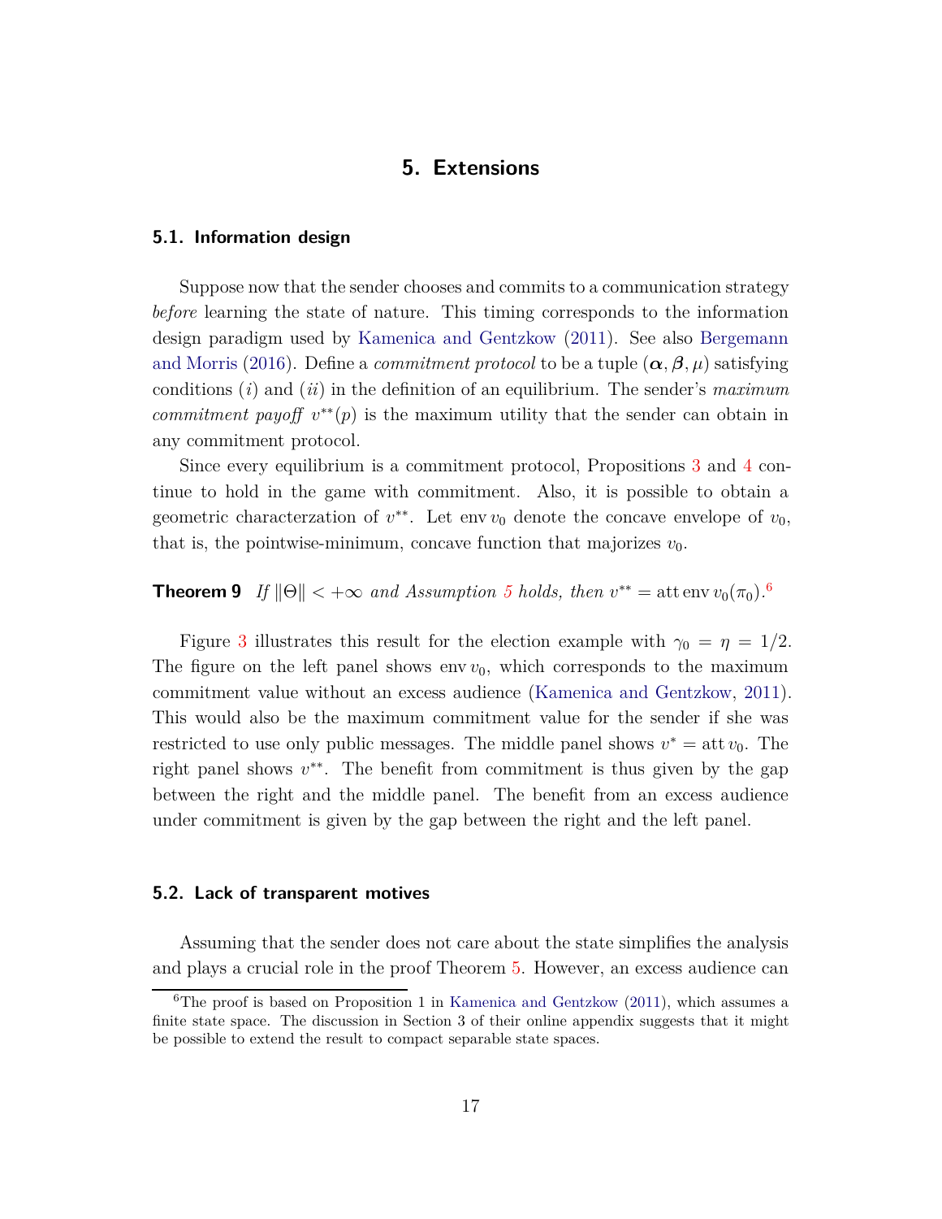# 5. Extensions

## 5.1. Information design

Suppose now that the sender chooses and commits to a communication strategy *before* learning the state of nature. This timing corresponds to the information design paradigm used by Kamenica and Gentzkow (2011). See also Bergemann and Morris (2016). Define a *commitment protocol* to be a tuple $(\boldsymbol{\alpha}, \boldsymbol{\beta}, \mu)$ satisfying conditions $(i)$ and $(ii)$ in the definition of an equilibrium. The sender's *maximum commitment payoff* $v^{**}(p)$ is the maximum utility that the sender can obtain in any commitment protocol.

Since every equilibrium is a commitment protocol, Propositions 3 and 4 continue to hold in the game with commitment. Also, it is possible to obtain a geometric characterzation of $v^{**}$. Let $\operatorname{env} v_0$ denote the concave envelope of $v_0$, that is, the pointwise-minimum, concave function that majorizes $v_0$.

**Theorem 9** *If* $\|\Theta\| < +\infty$ *and Assumption 5 holds, then* $v^{**} = \operatorname{att} \operatorname{env} v_0(\pi_0)$.[6]

Figure 3 illustrates this result for the election example with $\gamma_0 = \eta = 1/2$. The figure on the left panel shows $\operatorname{env} v_0$, which corresponds to the maximum commitment value without an excess audience (Kamenica and Gentzkow, 2011). This would also be the maximum commitment value for the sender if she was restricted to use only public messages. The middle panel shows $v^* = \operatorname{att} v_0$. The right panel shows $v^{**}$. The benefit from commitment is thus given by the gap between the right and the middle panel. The benefit from an excess audience under commitment is given by the gap between the right and the left panel.

## 5.2. Lack of transparent motives

Assuming that the sender does not care about the state simplifies the analysis and plays a crucial role in the proof Theorem 5. However, an excess audience can

[6] The proof is based on Proposition 1 in Kamenica and Gentzkow (2011), which assumes a finite state space. The discussion in Section 3 of their online appendix suggests that it might be possible to extend the result to compact separable state spaces.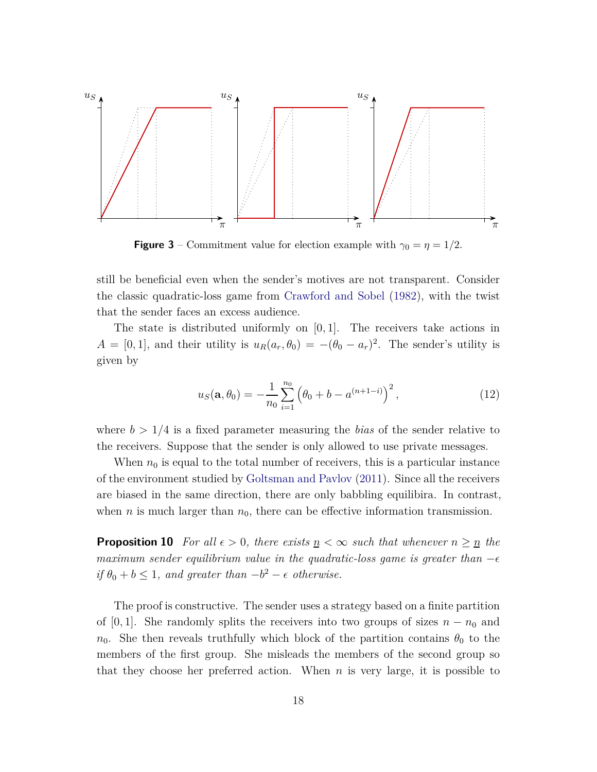**Figure 3** – Commitment value for election example with $\gamma_0 = \eta = 1/2$.

still be beneficial even when the sender's motives are not transparent. Consider the classic quadratic-loss game from Crawford and Sobel (1982), with the twist that the sender faces an excess audience.

The state is distributed uniformly on $[0, 1]$. The receivers take actions in $A = [0, 1]$, and their utility is $u_R(a_r, \theta_0) = -(\theta_0 - a_r)^2$. The sender's utility is given by

$$u_S(\mathbf{a}, \theta_0) = -\frac{1}{n_0}\sum_{i=1}^{n_0}\left(\theta_0 + b - a^{(n+1-i)}\right)^2, \tag{12}$$

where $b > 1/4$ is a fixed parameter measuring the *bias* of the sender relative to the receivers. Suppose that the sender is only allowed to use private messages.

When $n_0$ is equal to the total number of receivers, this is a particular instance of the environment studied by Goltsman and Pavlov (2011). Since all the receivers are biased in the same direction, there are only babbling equilibira. In contrast, when $n$ is much larger than $n_0$, there can be effective information transmission.

**Proposition 10** *For all $\epsilon > 0$, there exists $\underline{n} < \infty$ such that whenever $n \geq \underline{n}$ the maximum sender equilibrium value in the quadratic-loss game is greater than $-\epsilon$ if $\theta_0 + b \leq 1$, and greater than $-b^2 - \epsilon$ otherwise.*

The proof is constructive. The sender uses a strategy based on a finite partition of $[0, 1]$. She randomly splits the receivers into two groups of sizes $n - n_0$ and $n_0$. She then reveals truthfully which block of the partition contains $\theta_0$ to the members of the first group. She misleads the members of the second group so that they choose her preferred action. When $n$ is very large, it is possible to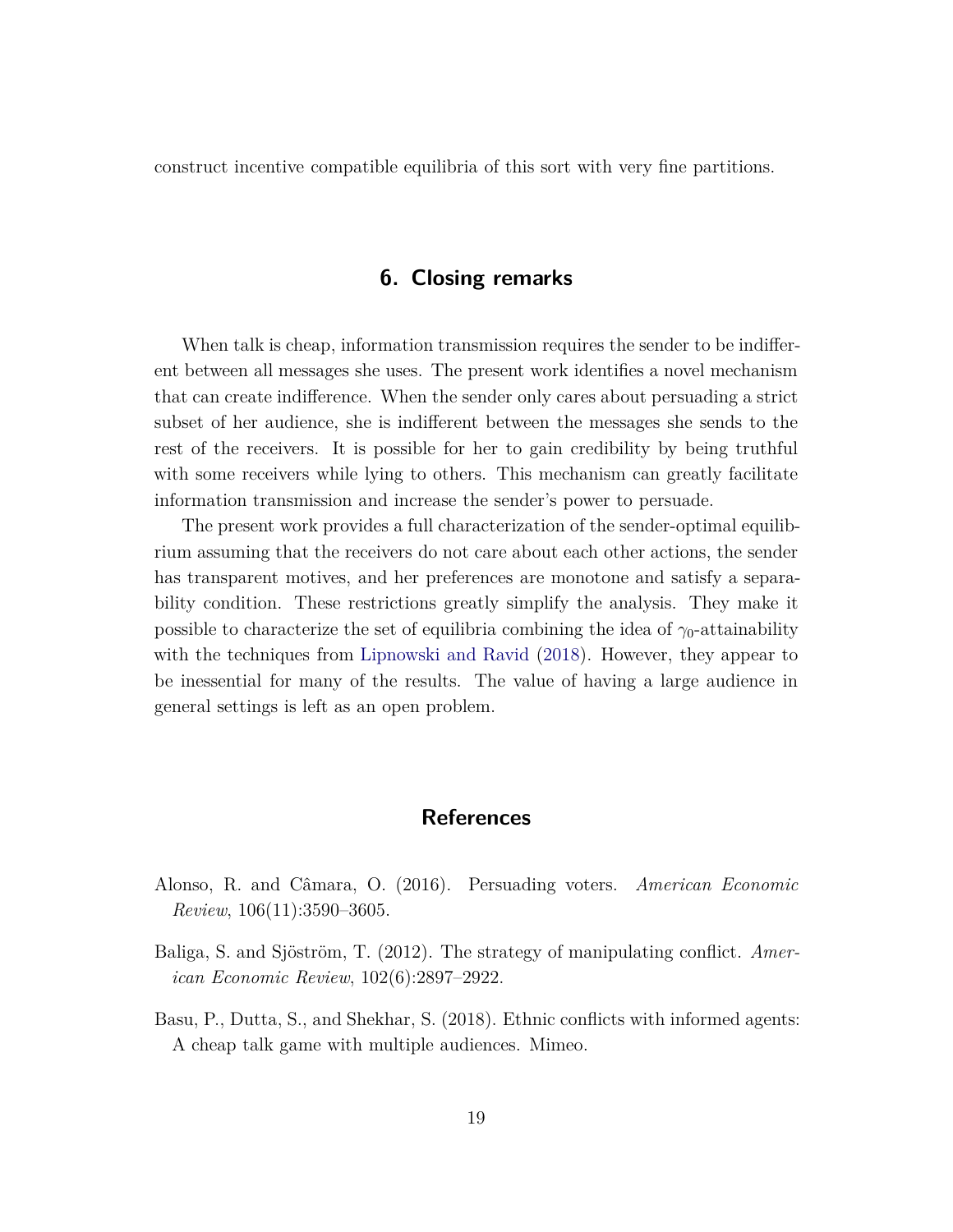construct incentive compatible equilibria of this sort with very fine partitions.

## 6. Closing remarks

When talk is cheap, information transmission requires the sender to be indifferent between all messages she uses. The present work identifies a novel mechanism that can create indifference. When the sender only cares about persuading a strict subset of her audience, she is indifferent between the messages she sends to the rest of the receivers. It is possible for her to gain credibility by being truthful with some receivers while lying to others. This mechanism can greatly facilitate information transmission and increase the sender's power to persuade.

The present work provides a full characterization of the sender-optimal equilibrium assuming that the receivers do not care about each other actions, the sender has transparent motives, and her preferences are monotone and satisfy a separability condition. These restrictions greatly simplify the analysis. They make it possible to characterize the set of equilibria combining the idea of $\gamma_0$-attainability with the techniques from Lipnowski and Ravid (2018). However, they appear to be inessential for many of the results. The value of having a large audience in general settings is left as an open problem.

## References

Alonso, R. and Câmara, O. (2016). Persuading voters. *American Economic Review*, 106(11):3590–3605.

Baliga, S. and Sjöström, T. (2012). The strategy of manipulating conflict. *American Economic Review*, 102(6):2897–2922.

Basu, P., Dutta, S., and Shekhar, S. (2018). Ethnic conflicts with informed agents: A cheap talk game with multiple audiences. Mimeo.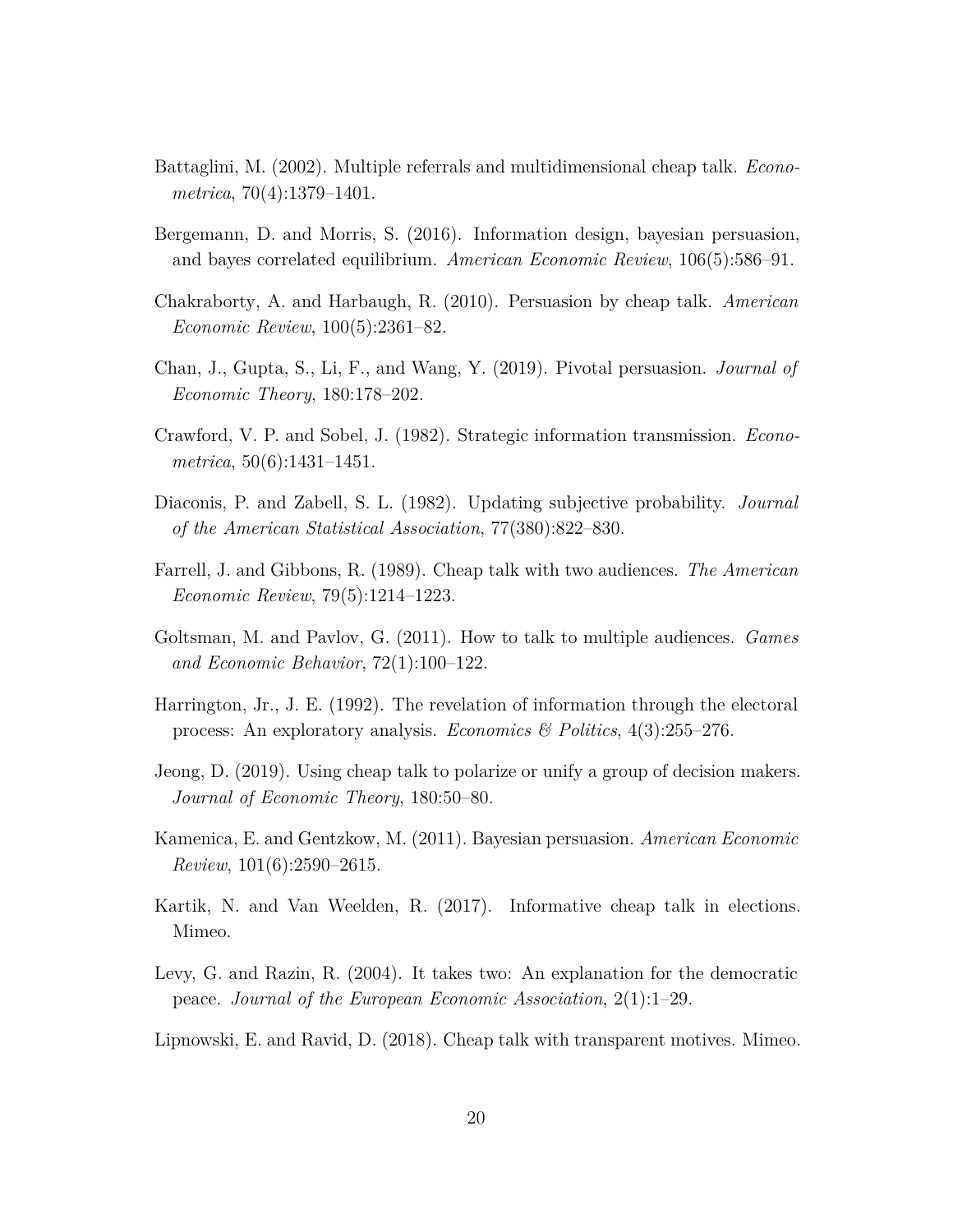Battaglini, M. (2002). Multiple referrals and multidimensional cheap talk. *Econometrica*, 70(4):1379–1401.

Bergemann, D. and Morris, S. (2016). Information design, bayesian persuasion, and bayes correlated equilibrium. *American Economic Review*, 106(5):586–91.

Chakraborty, A. and Harbaugh, R. (2010). Persuasion by cheap talk. *American Economic Review*, 100(5):2361–82.

Chan, J., Gupta, S., Li, F., and Wang, Y. (2019). Pivotal persuasion. *Journal of Economic Theory*, 180:178–202.

Crawford, V. P. and Sobel, J. (1982). Strategic information transmission. *Econometrica*, 50(6):1431–1451.

Diaconis, P. and Zabell, S. L. (1982). Updating subjective probability. *Journal of the American Statistical Association*, 77(380):822–830.

Farrell, J. and Gibbons, R. (1989). Cheap talk with two audiences. *The American Economic Review*, 79(5):1214–1223.

Goltsman, M. and Pavlov, G. (2011). How to talk to multiple audiences. *Games and Economic Behavior*, 72(1):100–122.

Harrington, Jr., J. E. (1992). The revelation of information through the electoral process: An exploratory analysis. *Economics & Politics*, 4(3):255–276.

Jeong, D. (2019). Using cheap talk to polarize or unify a group of decision makers. *Journal of Economic Theory*, 180:50–80.

Kamenica, E. and Gentzkow, M. (2011). Bayesian persuasion. *American Economic Review*, 101(6):2590–2615.

Kartik, N. and Van Weelden, R. (2017). Informative cheap talk in elections. Mimeo.

Levy, G. and Razin, R. (2004). It takes two: An explanation for the democratic peace. *Journal of the European Economic Association*, 2(1):1–29.

Lipnowski, E. and Ravid, D. (2018). Cheap talk with transparent motives. Mimeo.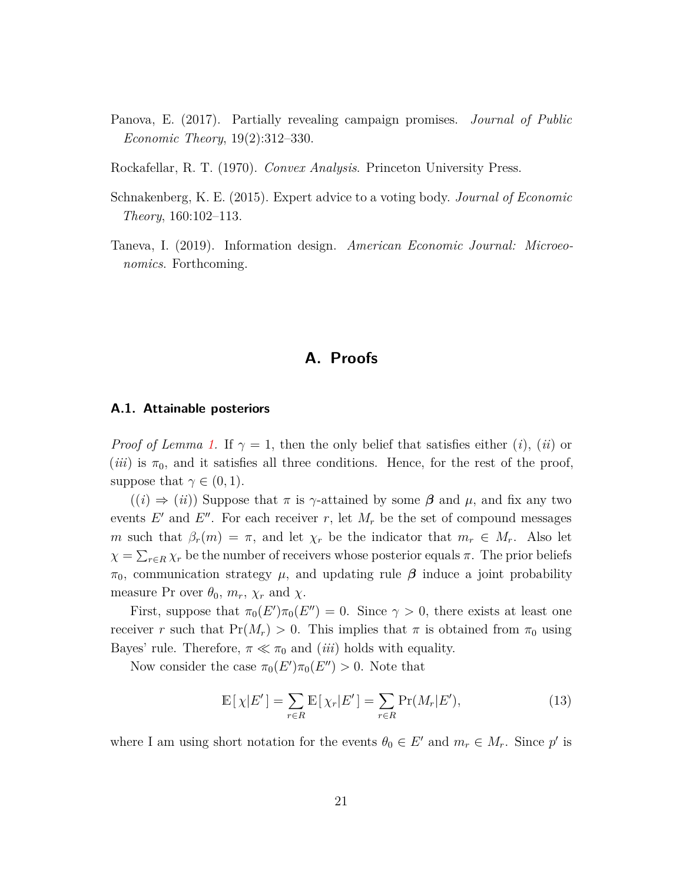Panova, E. (2017). Partially revealing campaign promises. *Journal of Public Economic Theory*, 19(2):312–330.

Rockafellar, R. T. (1970). *Convex Analysis*. Princeton University Press.

Schnakenberg, K. E. (2015). Expert advice to a voting body. *Journal of Economic Theory*, 160:102–113.

Taneva, I. (2019). Information design. *American Economic Journal: Microeconomics*. Forthcoming.

# A. Proofs

## A.1. Attainable posteriors

*Proof of Lemma 1.* If $\gamma = 1$, then the only belief that satisfies either $(i)$, $(ii)$ or $(iii)$ is $\pi_0$, and it satisfies all three conditions. Hence, for the rest of the proof, suppose that $\gamma \in (0,1)$.

($(i) \Rightarrow (ii)$) Suppose that $\pi$ is $\gamma$-attained by some $\boldsymbol{\beta}$ and $\mu$, and fix any two events $E'$ and $E''$. For each receiver $r$, let $M_r$ be the set of compound messages $m$ such that $\beta_r(m) = \pi$, and let $\chi_r$ be the indicator that $m_r \in M_r$. Also let $\chi = \sum_{r \in R} \chi_r$ be the number of receivers whose posterior equals $\pi$. The prior beliefs $\pi_0$, communication strategy $\mu$, and updating rule $\boldsymbol{\beta}$ induce a joint probability measure Pr over $\theta_0$, $m_r$, $\chi_r$ and $\chi$.

First, suppose that $\pi_0(E')\pi_0(E'') = 0$. Since $\gamma > 0$, there exists at least one receiver $r$ such that $\Pr(M_r) > 0$. This implies that $\pi$ is obtained from $\pi_0$ using Bayes' rule. Therefore, $\pi \ll \pi_0$ and $(iii)$ holds with equality.

Now consider the case $\pi_0(E')\pi_0(E'') > 0$. Note that

$$\mathbb{E}[\,\chi | E'\,] = \sum_{r \in R} \mathbb{E}[\,\chi_r | E'\,] = \sum_{r \in R} \Pr(M_r | E'), \tag{13}$$

where I am using short notation for the events $\theta_0 \in E'$ and $m_r \in M_r$. Since $p'$ is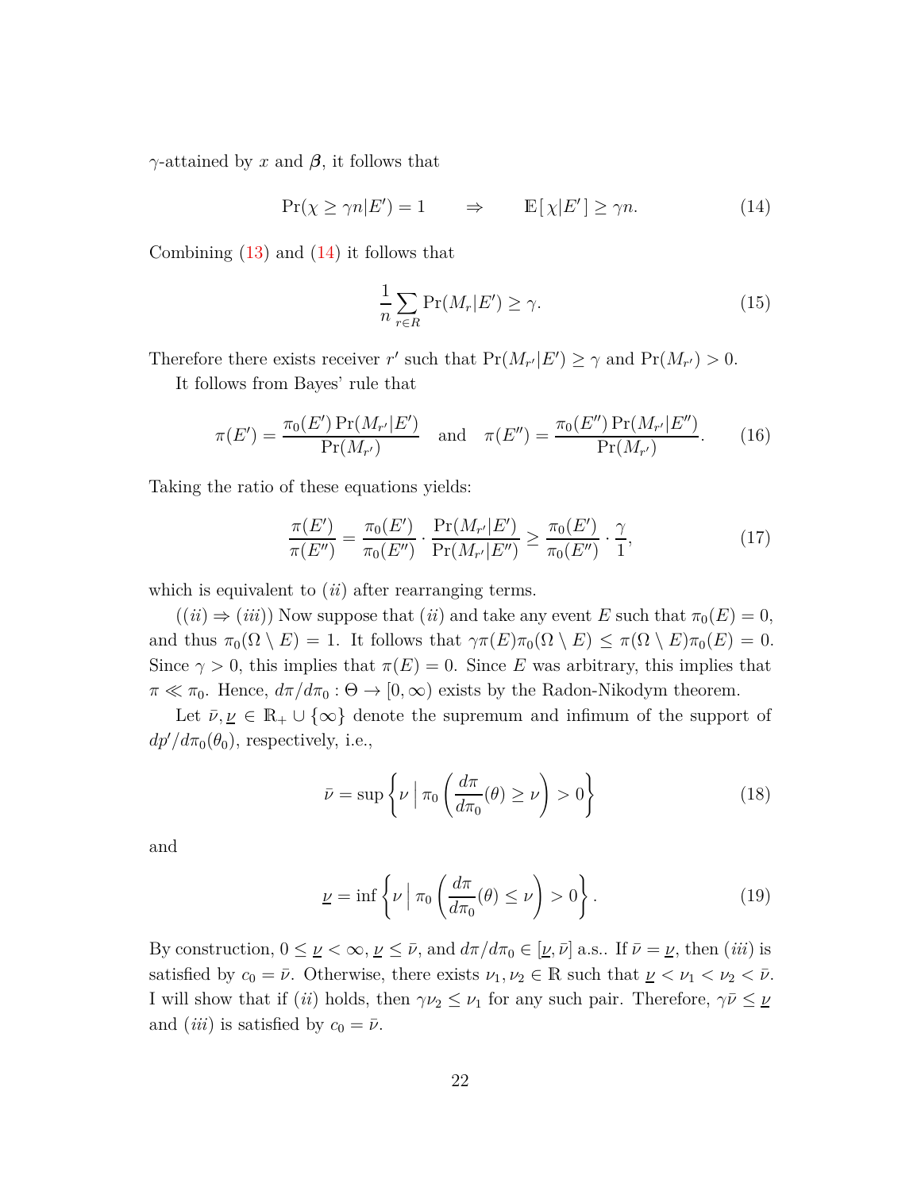$\gamma$-attained by $x$ and $\boldsymbol{\beta}$, it follows that

$$\Pr(\chi \geq \gamma n | E') = 1 \qquad \Rightarrow \qquad \mathbb{E}[\,\chi | E'\,] \geq \gamma n. \tag{14}$$

Combining (13) and (14) it follows that

$$\frac{1}{n} \sum_{r \in R} \Pr(M_r | E') \geq \gamma. \tag{15}$$

Therefore there exists receiver $r'$ such that $\Pr(M_{r'}|E') \geq \gamma$ and $\Pr(M_{r'}) > 0$.

It follows from Bayes' rule that

$$\pi(E') = \frac{\pi_0(E') \Pr(M_{r'}|E')}{\Pr(M_{r'})} \quad \text{and} \quad \pi(E'') = \frac{\pi_0(E'') \Pr(M_{r'}|E'')}{\Pr(M_{r'})}. \tag{16}$$

Taking the ratio of these equations yields:

$$\frac{\pi(E')}{\pi(E'')} = \frac{\pi_0(E')}{\pi_0(E'')} \cdot \frac{\Pr(M_{r'}|E')}{\Pr(M_{r'}|E'')} \geq \frac{\pi_0(E')}{\pi_0(E'')} \cdot \frac{\gamma}{1}, \tag{17}$$

which is equivalent to $(ii)$ after rearranging terms.

($(ii) \Rightarrow (iii)$) Now suppose that $(ii)$ and take any event $E$ such that $\pi_0(E) = 0$, and thus $\pi_0(\Omega \setminus E) = 1$. It follows that $\gamma \pi(E) \pi_0(\Omega \setminus E) \leq \pi(\Omega \setminus E) \pi_0(E) = 0$. Since $\gamma > 0$, this implies that $\pi(E) = 0$. Since $E$ was arbitrary, this implies that $\pi \ll \pi_0$. Hence, $d\pi/d\pi_0 : \Theta \to [0, \infty)$ exists by the Radon-Nikodym theorem.

Let $\bar{\nu}, \underline{\nu} \in \mathbb{R}_+ \cup \{\infty\}$ denote the supremum and infimum of the support of $dp'/d\pi_0(\theta_0)$, respectively, i.e.,

$$\bar{\nu} = \sup \left\{ \nu \;\Big|\; \pi_0 \left( \frac{d\pi}{d\pi_0}(\theta) \geq \nu \right) > 0 \right\} \tag{18}$$

and

$$\underline{\nu} = \inf \left\{ \nu \;\Big|\; \pi_0 \left( \frac{d\pi}{d\pi_0}(\theta) \leq \nu \right) > 0 \right\}. \tag{19}$$

By construction, $0 \leq \underline{\nu} < \infty$, $\underline{\nu} \leq \bar{\nu}$, and $d\pi/d\pi_0 \in [\underline{\nu}, \bar{\nu}]$ a.s.. If $\bar{\nu} = \underline{\nu}$, then $(iii)$ is satisfied by $c_0 = \bar{\nu}$. Otherwise, there exists $\nu_1, \nu_2 \in \mathbb{R}$ such that $\underline{\nu} < \nu_1 < \nu_2 < \bar{\nu}$. I will show that if $(ii)$ holds, then $\gamma \nu_2 \leq \nu_1$ for any such pair. Therefore, $\gamma \bar{\nu} \leq \underline{\nu}$ and $(iii)$ is satisfied by $c_0 = \bar{\nu}$.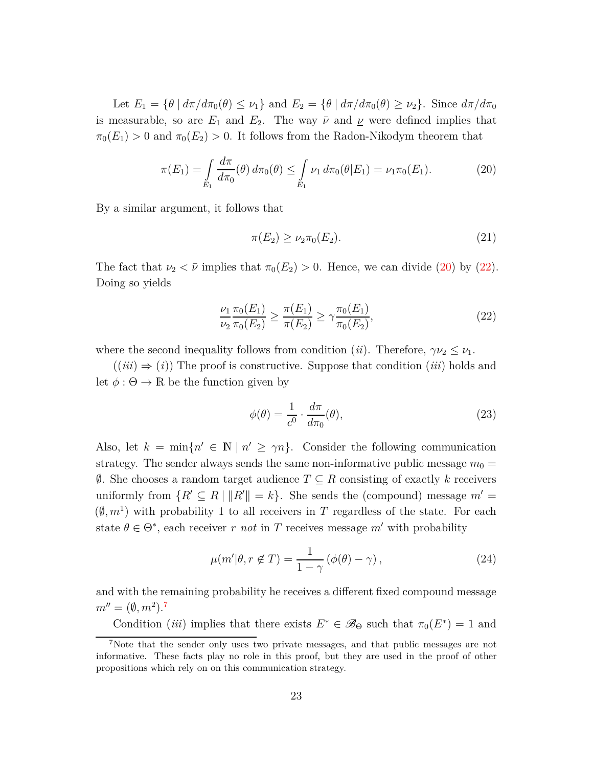Let $E_1 = \{\theta \mid d\pi/d\pi_0(\theta) \leq \nu_1\}$ and $E_2 = \{\theta \mid d\pi/d\pi_0(\theta) \geq \nu_2\}$. Since $d\pi/d\pi_0$ is measurable, so are $E_1$ and $E_2$. The way $\bar{\nu}$ and $\underline{\nu}$ were defined implies that $\pi_0(E_1) > 0$ and $\pi_0(E_2) > 0$. It follows from the Radon-Nikodym theorem that

$$\pi(E_1) = \int_{E_1} \frac{d\pi}{d\pi_0}(\theta)\, d\pi_0(\theta) \leq \int_{E_1} \nu_1 \, d\pi_0(\theta|E_1) = \nu_1 \pi_0(E_1). \tag{20}$$

By a similar argument, it follows that

$$\pi(E_2) \geq \nu_2 \pi_0(E_2). \tag{21}$$

The fact that $\nu_2 < \bar{\nu}$ implies that $\pi_0(E_2) > 0$. Hence, we can divide (20) by (22). Doing so yields

$$\frac{\nu_1}{\nu_2}\frac{\pi_0(E_1)}{\pi_0(E_2)} \geq \frac{\pi(E_1)}{\pi(E_2)} \geq \gamma \frac{\pi_0(E_1)}{\pi_0(E_2)}, \tag{22}$$

where the second inequality follows from condition $(ii)$. Therefore, $\gamma\nu_2 \leq \nu_1$.

$((iii) \Rightarrow (i))$ The proof is constructive. Suppose that condition $(iii)$ holds and let $\phi : \Theta \to \mathbb{R}$ be the function given by

$$\phi(\theta) = \frac{1}{c^0} \cdot \frac{d\pi}{d\pi_0}(\theta), \tag{23}$$

Also, let $k = \min\{n' \in \mathbb{N} \mid n' \geq \gamma n\}$. Consider the following communication strategy. The sender always sends the same non-informative public message $m_0 = \emptyset$. She chooses a random target audience $T \subseteq R$ consisting of exactly $k$ receivers uniformly from $\{R' \subseteq R \mid \|R'\| = k\}$. She sends the (compound) message $m' = (\emptyset, m^1)$ with probability 1 to all receivers in $T$ regardless of the state. For each state $\theta \in \Theta^*$, each receiver $r$ *not* in $T$ receives message $m'$ with probability

$$\mu(m'|\theta, r \notin T) = \frac{1}{1-\gamma}\left(\phi(\theta) - \gamma\right), \tag{24}$$

and with the remaining probability he receives a different fixed compound message $m'' = (\emptyset, m^2)$.[7]

Condition $(iii)$ implies that there exists $E^* \in \mathscr{B}_\Theta$ such that $\pi_0(E^*) = 1$ and

[7] Note that the sender only uses two private messages, and that public messages are not informative. These facts play no role in this proof, but they are used in the proof of other propositions which rely on on this communication strategy.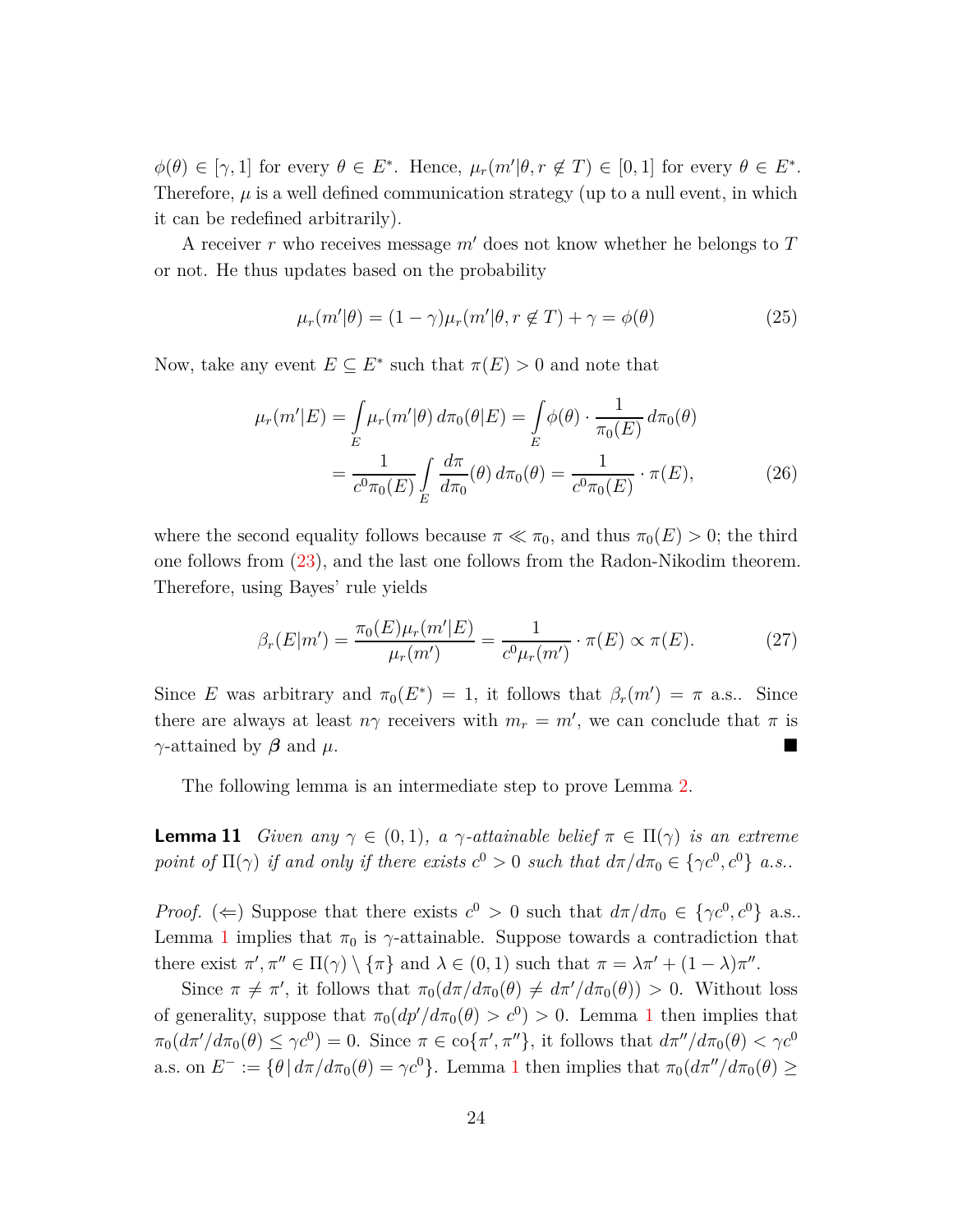$\phi(\theta) \in [\gamma, 1]$ for every $\theta \in E^*$. Hence, $\mu_r(m'|\theta, r \notin T) \in [0,1]$ for every $\theta \in E^*$. Therefore, $\mu$ is a well defined communication strategy (up to a null event, in which it can be redefined arbitrarily).

A receiver $r$ who receives message $m'$ does not know whether he belongs to $T$ or not. He thus updates based on the probability

$$\mu_r(m'|\theta) = (1-\gamma)\mu_r(m'|\theta, r \notin T) + \gamma = \phi(\theta) \tag{25}$$

Now, take any event $E \subseteq E^*$ such that $\pi(E) > 0$ and note that

$$\begin{aligned}\mu_r(m'|E) &= \int_E \mu_r(m'|\theta)\, d\pi_0(\theta|E) = \int_E \phi(\theta) \cdot \frac{1}{\pi_0(E)}\, d\pi_0(\theta) \\ &= \frac{1}{c^0 \pi_0(E)} \int_E \frac{d\pi}{d\pi_0}(\theta)\, d\pi_0(\theta) = \frac{1}{c^0\pi_0(E)} \cdot \pi(E),\end{aligned} \tag{26}$$

where the second equality follows because $\pi \ll \pi_0$, and thus $\pi_0(E) > 0$; the third one follows from (23), and the last one follows from the Radon-Nikodim theorem. Therefore, using Bayes' rule yields

$$\beta_r(E|m') = \frac{\pi_0(E)\mu_r(m'|E)}{\mu_r(m')} = \frac{1}{c^0\mu_r(m')} \cdot \pi(E) \propto \pi(E). \tag{27}$$

Since $E$ was arbitrary and $\pi_0(E^*) = 1$, it follows that $\beta_r(m') = \pi$ a.s.. Since there are always at least $n\gamma$ receivers with $m_r = m'$, we can conclude that $\pi$ is $\gamma$-attained by $\boldsymbol{\beta}$ and $\mu$. ■

The following lemma is an intermediate step to prove Lemma 2.

**Lemma 11** *Given any $\gamma \in (0,1)$, a $\gamma$-attainable belief $\pi \in \Pi(\gamma)$ is an extreme point of $\Pi(\gamma)$ if and only if there exists $c^0 > 0$ such that $d\pi/d\pi_0 \in \{\gamma c^0, c^0\}$ a.s..*

*Proof.* ($\Leftarrow$) Suppose that there exists $c^0 > 0$ such that $d\pi/d\pi_0 \in \{\gamma c^0, c^0\}$ a.s.. Lemma 1 implies that $\pi_0$ is $\gamma$-attainable. Suppose towards a contradiction that there exist $\pi', \pi'' \in \Pi(\gamma) \setminus \{\pi\}$ and $\lambda \in (0,1)$ such that $\pi = \lambda\pi' + (1-\lambda)\pi''$.

Since $\pi \neq \pi'$, it follows that $\pi_0(d\pi/d\pi_0(\theta) \neq d\pi'/d\pi_0(\theta)) > 0$. Without loss of generality, suppose that $\pi_0(dp'/d\pi_0(\theta) > c^0) > 0$. Lemma 1 then implies that $\pi_0(d\pi'/d\pi_0(\theta) \leq \gamma c^0) = 0$. Since $\pi \in \text{co}\{\pi', \pi''\}$, it follows that $d\pi''/d\pi_0(\theta) < \gamma c^0$ a.s. on $E^- := \{\theta \,|\, d\pi/d\pi_0(\theta) = \gamma c^0\}$. Lemma 1 then implies that $\pi_0(d\pi''/d\pi_0(\theta) \geq$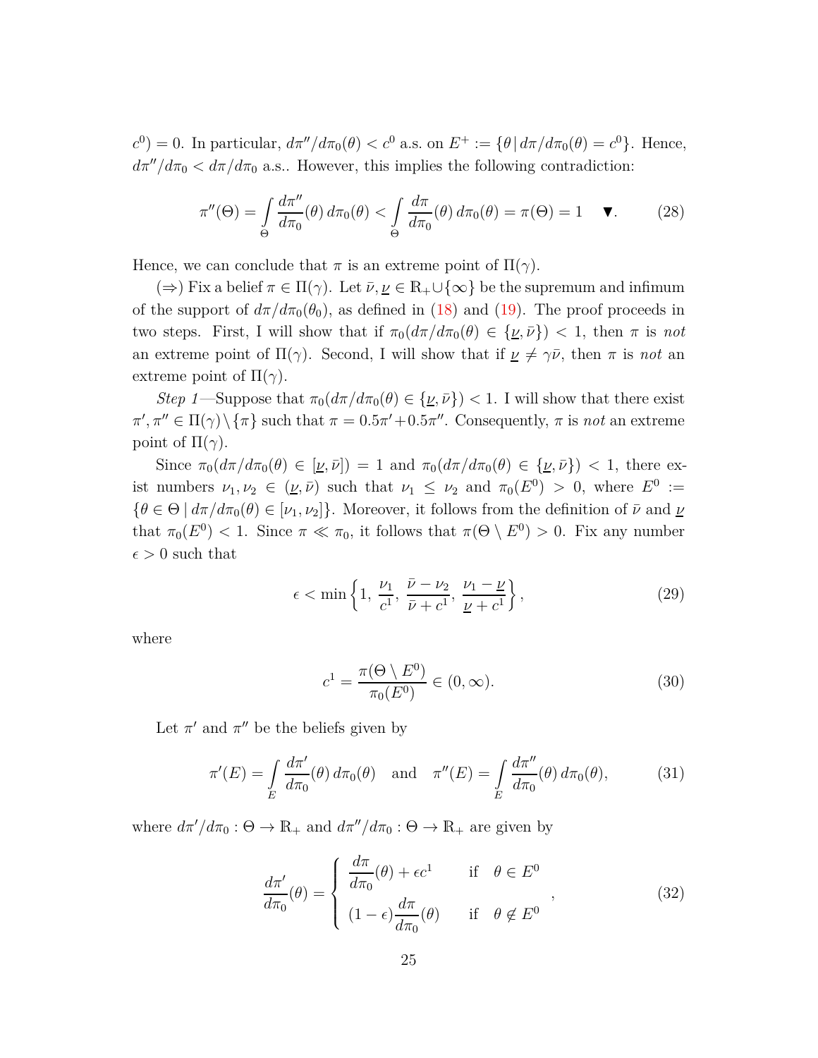$c^0) = 0$. In particular, $d\pi''/d\pi_0(\theta) < c^0$ a.s. on $E^+ := \{\theta \,|\, d\pi/d\pi_0(\theta) = c^0\}$. Hence, $d\pi''/d\pi_0 < d\pi/d\pi_0$ a.s.. However, this implies the following contradiction:

$$
\pi''(\Theta) = \int_\Theta \frac{d\pi''}{d\pi_0}(\theta)\, d\pi_0(\theta) < \int_\Theta \frac{d\pi}{d\pi_0}(\theta)\, d\pi_0(\theta) = \pi(\Theta) = 1 \quad \blacktriangledown. \tag{28}
$$

Hence, we can conclude that $\pi$ is an extreme point of $\Pi(\gamma)$.

($\Rightarrow$) Fix a belief $\pi \in \Pi(\gamma)$. Let $\bar{\nu}, \underline{\nu} \in \mathbb{R}_+ \cup \{\infty\}$ be the supremum and infimum of the support of $d\pi/d\pi_0(\theta_0)$, as defined in (18) and (19). The proof proceeds in two steps. First, I will show that if $\pi_0(d\pi/d\pi_0(\theta) \in \{\underline{\nu}, \bar{\nu}\}) < 1$, then $\pi$ is *not* an extreme point of $\Pi(\gamma)$. Second, I will show that if $\underline{\nu} \neq \gamma\bar{\nu}$, then $\pi$ is *not* an extreme point of $\Pi(\gamma)$.

*Step 1*—Suppose that $\pi_0(d\pi/d\pi_0(\theta) \in \{\underline{\nu}, \bar{\nu}\}) < 1$. I will show that there exist $\pi', \pi'' \in \Pi(\gamma) \setminus \{\pi\}$ such that $\pi = 0.5\pi' + 0.5\pi''$. Consequently, $\pi$ is *not* an extreme point of $\Pi(\gamma)$.

Since $\pi_0(d\pi/d\pi_0(\theta) \in [\underline{\nu}, \bar{\nu}]) = 1$ and $\pi_0(d\pi/d\pi_0(\theta) \in \{\underline{\nu}, \bar{\nu}\}) < 1$, there exist numbers $\nu_1, \nu_2 \in (\underline{\nu}, \bar{\nu})$ such that $\nu_1 \leq \nu_2$ and $\pi_0(E^0) > 0$, where $E^0 := \{\theta \in \Theta \mid d\pi/d\pi_0(\theta) \in [\nu_1, \nu_2]\}$. Moreover, it follows from the definition of $\bar{\nu}$ and $\underline{\nu}$ that $\pi_0(E^0) < 1$. Since $\pi \ll \pi_0$, it follows that $\pi(\Theta \setminus E^0) > 0$. Fix any number $\epsilon > 0$ such that

$$
\epsilon < \min\left\{1,\ \frac{\nu_1}{c^1},\ \frac{\bar{\nu} - \nu_2}{\bar{\nu} + c^1},\ \frac{\nu_1 - \underline{\nu}}{\underline{\nu} + c^1}\right\}, \tag{29}
$$

where

$$
c^1 = \frac{\pi(\Theta \setminus E^0)}{\pi_0(E^0)} \in (0, \infty). \tag{30}
$$

Let $\pi'$ and $\pi''$ be the beliefs given by

$$
\pi'(E) = \int_E \frac{d\pi'}{d\pi_0}(\theta)\, d\pi_0(\theta) \quad \text{and} \quad \pi''(E) = \int_E \frac{d\pi''}{d\pi_0}(\theta)\, d\pi_0(\theta), \tag{31}
$$

where $d\pi'/d\pi_0 : \Theta \to \mathbb{R}_+$ and $d\pi''/d\pi_0 : \Theta \to \mathbb{R}_+$ are given by

$$
\frac{d\pi'}{d\pi_0}(\theta) = \begin{cases} \dfrac{d\pi}{d\pi_0}(\theta) + \epsilon c^1 & \text{if } \theta \in E^0 \\[2ex] (1 - \epsilon)\dfrac{d\pi}{d\pi_0}(\theta) & \text{if } \theta \notin E^0 \end{cases}, \tag{32}
$$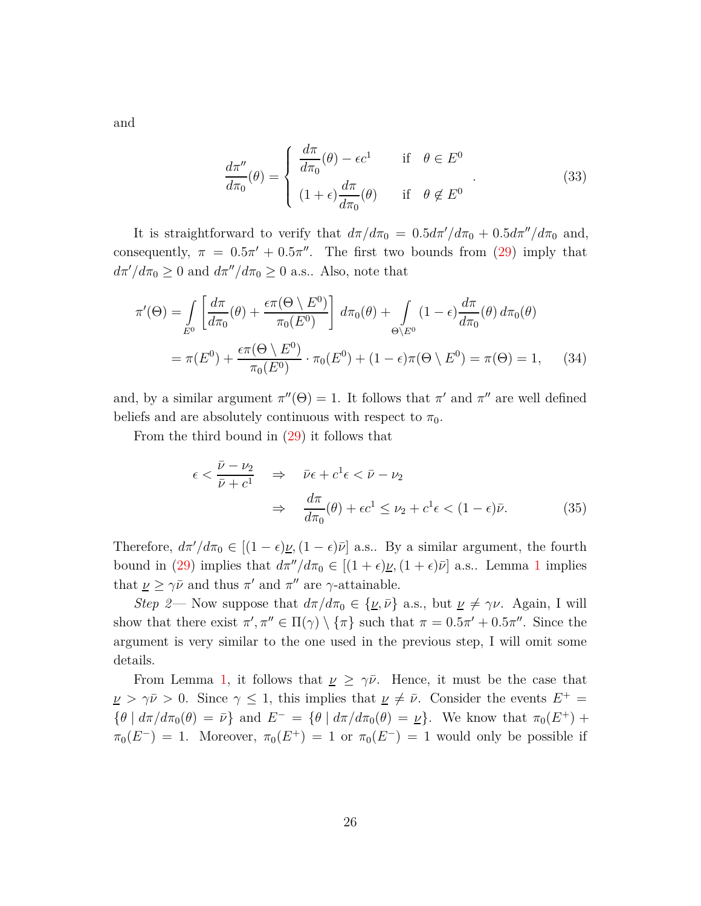and

$$\frac{d\pi''}{d\pi_0}(\theta) = \begin{cases} \dfrac{d\pi}{d\pi_0}(\theta) - \epsilon c^1 & \text{if} \quad \theta \in E^0 \\ (1+\epsilon)\dfrac{d\pi}{d\pi_0}(\theta) & \text{if} \quad \theta \notin E^0 \end{cases}. \tag{33}$$

It is straightforward to verify that $d\pi/d\pi_0 = 0.5d\pi'/d\pi_0 + 0.5d\pi''/d\pi_0$ and, consequently, $\pi = 0.5\pi' + 0.5\pi''$. The first two bounds from (29) imply that $d\pi'/d\pi_0 \geq 0$ and $d\pi''/d\pi_0 \geq 0$ a.s.. Also, note that

$$\begin{aligned} \pi'(\Theta) &= \int\limits_{E^0} \left[\frac{d\pi}{d\pi_0}(\theta) + \frac{\epsilon\pi(\Theta \setminus E^0)}{\pi_0(E^0)}\right] d\pi_0(\theta) + \int\limits_{\Theta\setminus E^0} (1-\epsilon)\frac{d\pi}{d\pi_0}(\theta)\, d\pi_0(\theta) \\ &= \pi(E^0) + \frac{\epsilon\pi(\Theta \setminus E^0)}{\pi_0(E^0)} \cdot \pi_0(E^0) + (1-\epsilon)\pi(\Theta \setminus E^0) = \pi(\Theta) = 1, \end{aligned} \tag{34}$$

and, by a similar argument $\pi''(\Theta) = 1$. It follows that $\pi'$ and $\pi''$ are well defined beliefs and are absolutely continuous with respect to $\pi_0$.

From the third bound in (29) it follows that

$$\begin{aligned} \epsilon < \frac{\bar{\nu} - \nu_2}{\bar{\nu} + c^1} \quad &\Rightarrow \quad \bar{\nu}\epsilon + c^1\epsilon < \bar{\nu} - \nu_2 \\ &\Rightarrow \quad \frac{d\pi}{d\pi_0}(\theta) + \epsilon c^1 \leq \nu_2 + c^1\epsilon < (1-\epsilon)\bar{\nu}. \end{aligned} \tag{35}$$

Therefore, $d\pi'/d\pi_0 \in [(1-\epsilon)\underline{\nu}, (1-\epsilon)\bar{\nu}]$ a.s.. By a similar argument, the fourth bound in (29) implies that $d\pi''/d\pi_0 \in [(1+\epsilon)\underline{\nu}, (1+\epsilon)\bar{\nu}]$ a.s.. Lemma 1 implies that $\underline{\nu} \geq \gamma\bar{\nu}$ and thus $\pi'$ and $\pi''$ are $\gamma$-attainable.

*Step 2*— Now suppose that $d\pi/d\pi_0 \in \{\underline{\nu}, \bar{\nu}\}$ a.s., but $\underline{\nu} \neq \gamma\nu$. Again, I will show that there exist $\pi', \pi'' \in \Pi(\gamma) \setminus \{\pi\}$ such that $\pi = 0.5\pi' + 0.5\pi''$. Since the argument is very similar to the one used in the previous step, I will omit some details.

From Lemma 1, it follows that $\underline{\nu} \geq \gamma\bar{\nu}$. Hence, it must be the case that $\underline{\nu} > \gamma\bar{\nu} > 0$. Since $\gamma \leq 1$, this implies that $\underline{\nu} \neq \bar{\nu}$. Consider the events $E^+ = \{\theta \mid d\pi/d\pi_0(\theta) = \bar{\nu}\}$ and $E^- = \{\theta \mid d\pi/d\pi_0(\theta) = \underline{\nu}\}$. We know that $\pi_0(E^+) + \pi_0(E^-) = 1$. Moreover, $\pi_0(E^+) = 1$ or $\pi_0(E^-) = 1$ would only be possible if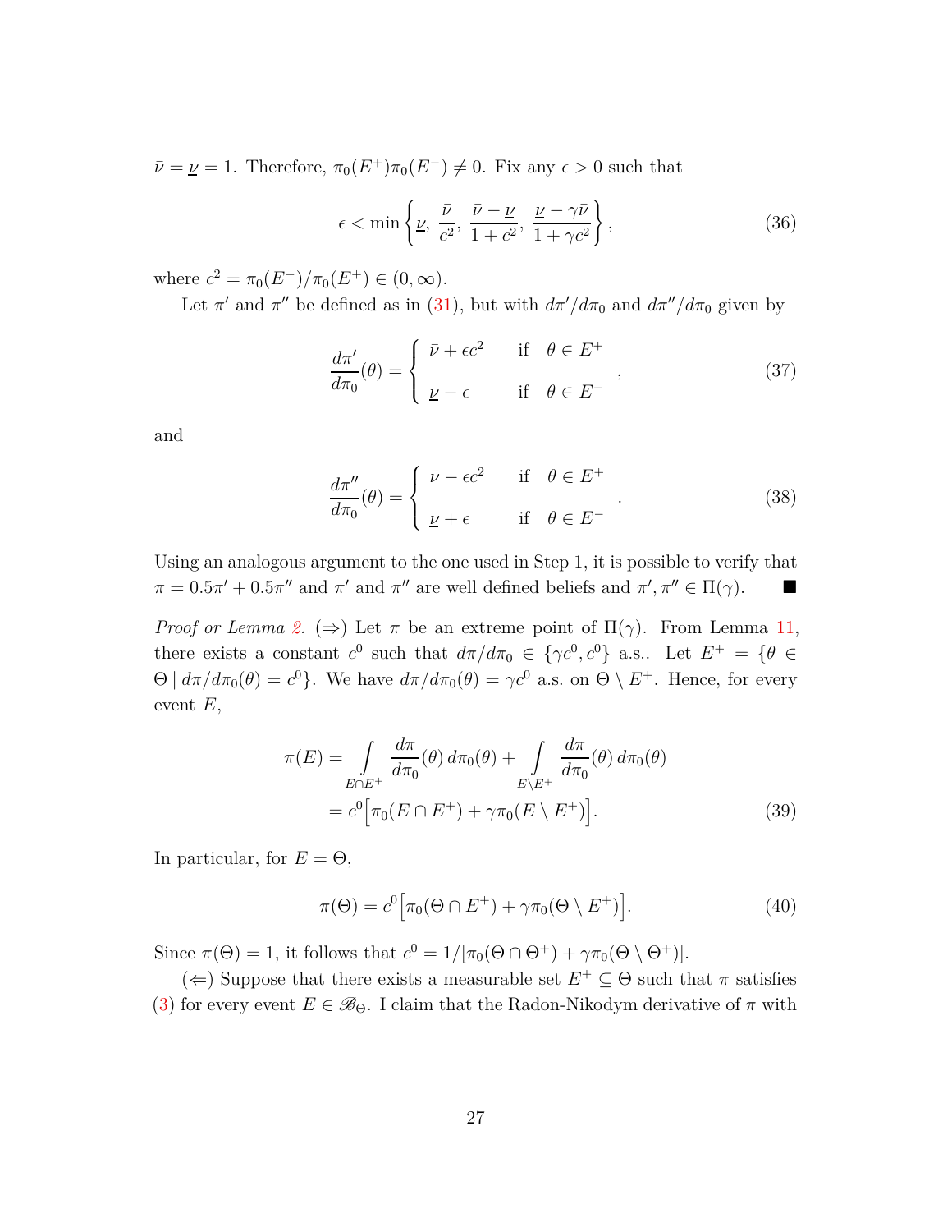$\bar{\nu} = \underline{\nu} = 1$. Therefore, $\pi_0(E^+)\pi_0(E^-) \neq 0$. Fix any $\epsilon > 0$ such that

$$\epsilon < \min\left\{\underline{\nu},\ \frac{\bar{\nu}}{c^2},\ \frac{\bar{\nu} - \underline{\nu}}{1 + c^2},\ \frac{\underline{\nu} - \gamma\bar{\nu}}{1 + \gamma c^2}\right\}, \tag{36}$$

where $c^2 = \pi_0(E^-)/\pi_0(E^+) \in (0, \infty)$.

Let $\pi'$ and $\pi''$ be defined as in (31), but with $d\pi'/d\pi_0$ and $d\pi''/d\pi_0$ given by

$$\frac{d\pi'}{d\pi_0}(\theta) = \begin{cases} \bar{\nu} + \epsilon c^2 & \text{if} \quad \theta \in E^+ \\ \underline{\nu} - \epsilon & \text{if} \quad \theta \in E^- \end{cases}, \tag{37}$$

and

$$\frac{d\pi''}{d\pi_0}(\theta) = \begin{cases} \bar{\nu} - \epsilon c^2 & \text{if} \quad \theta \in E^+ \\ \underline{\nu} + \epsilon & \text{if} \quad \theta \in E^- \end{cases}. \tag{38}$$

Using an analogous argument to the one used in Step 1, it is possible to verify that $\pi = 0.5\pi' + 0.5\pi''$ and $\pi'$ and $\pi''$ are well defined beliefs and $\pi', \pi'' \in \Pi(\gamma)$. ■

*Proof or Lemma 2.* ($\Rightarrow$) Let $\pi$ be an extreme point of $\Pi(\gamma)$. From Lemma 11, there exists a constant $c^0$ such that $d\pi/d\pi_0 \in \{\gamma c^0, c^0\}$ a.s.. Let $E^+ = \{\theta \in \Theta \mid d\pi/d\pi_0(\theta) = c^0\}$. We have $d\pi/d\pi_0(\theta) = \gamma c^0$ a.s. on $\Theta \setminus E^+$. Hence, for every event $E$,

$$\begin{aligned}
\pi(E) &= \int_{E \cap E^+} \frac{d\pi}{d\pi_0}(\theta)\, d\pi_0(\theta) + \int_{E \setminus E^+} \frac{d\pi}{d\pi_0}(\theta)\, d\pi_0(\theta) \\
&= c^0\Big[\pi_0(E \cap E^+) + \gamma\pi_0(E \setminus E^+)\Big].
\end{aligned} \tag{39}$$

In particular, for $E = \Theta$,

$$\pi(\Theta) = c^0\Big[\pi_0(\Theta \cap E^+) + \gamma\pi_0(\Theta \setminus E^+)\Big]. \tag{40}$$

Since $\pi(\Theta) = 1$, it follows that $c^0 = 1/[\pi_0(\Theta \cap \Theta^+) + \gamma\pi_0(\Theta \setminus \Theta^+)]$.

($\Leftarrow$) Suppose that there exists a measurable set $E^+ \subseteq \Theta$ such that $\pi$ satisfies (3) for every event $E \in \mathscr{B}_\Theta$. I claim that the Radon-Nikodym derivative of $\pi$ with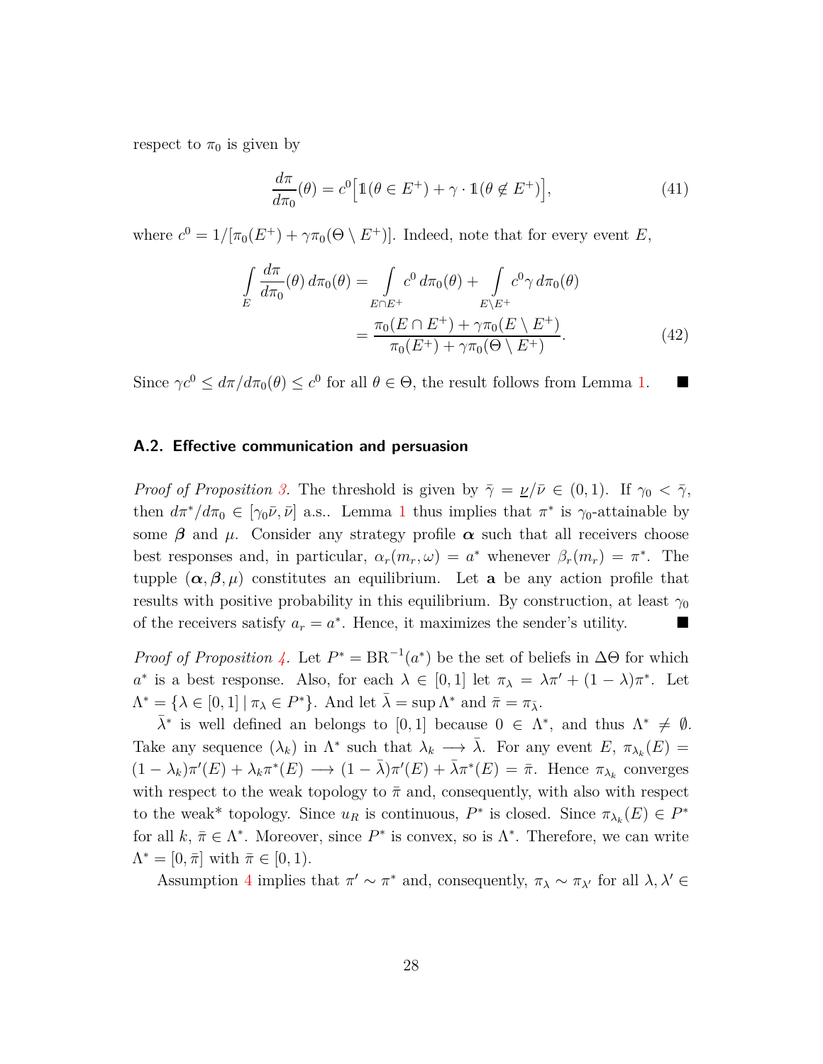respect to $\pi_0$ is given by

$$\frac{d\pi}{d\pi_0}(\theta) = c^0\Big[\mathbb{1}(\theta \in E^+) + \gamma \cdot \mathbb{1}(\theta \notin E^+)\Big], \tag{41}$$

where $c^0 = 1/[\pi_0(E^+) + \gamma\pi_0(\Theta \setminus E^+)]$. Indeed, note that for every event $E$,

$$\begin{aligned}\int_E \frac{d\pi}{d\pi_0}(\theta)\, d\pi_0(\theta) &= \int_{E\cap E^+} c^0\, d\pi_0(\theta) + \int_{E\setminus E^+} c^0\gamma\, d\pi_0(\theta) \\ &= \frac{\pi_0(E \cap E^+) + \gamma\pi_0(E \setminus E^+)}{\pi_0(E^+) + \gamma\pi_0(\Theta \setminus E^+)}.\end{aligned} \tag{42}$$

Since $\gamma c^0 \leq d\pi/d\pi_0(\theta) \leq c^0$ for all $\theta \in \Theta$, the result follows from Lemma 1. ∎

## A.2. Effective communication and persuasion

*Proof of Proposition 3.* The threshold is given by $\bar{\gamma} = \underline{\nu}/\bar{\nu} \in (0,1)$. If $\gamma_0 < \bar{\gamma}$, then $d\pi^*/d\pi_0 \in [\gamma_0\bar{\nu}, \bar{\nu}]$ a.s.. Lemma 1 thus implies that $\pi^*$ is $\gamma_0$-attainable by some $\boldsymbol{\beta}$ and $\mu$. Consider any strategy profile $\boldsymbol{\alpha}$ such that all receivers choose best responses and, in particular, $\alpha_r(m_r, \omega) = a^*$ whenever $\beta_r(m_r) = \pi^*$. The tupple $(\boldsymbol{\alpha}, \boldsymbol{\beta}, \mu)$ constitutes an equilibrium. Let $\mathbf{a}$ be any action profile that results with positive probability in this equilibrium. By construction, at least $\gamma_0$ of the receivers satisfy $a_r = a^*$. Hence, it maximizes the sender's utility. ∎

*Proof of Proposition 4.* Let $P^* = \mathrm{BR}^{-1}(a^*)$ be the set of beliefs in $\Delta\Theta$ for which $a^*$ is a best response. Also, for each $\lambda \in [0,1]$ let $\pi_\lambda = \lambda\pi' + (1-\lambda)\pi^*$. Let $\Lambda^* = \{\lambda \in [0,1] \mid \pi_\lambda \in P^*\}$. And let $\bar{\lambda} = \sup \Lambda^*$ and $\bar{\pi} = \pi_{\bar{\lambda}}$.

$\bar{\lambda}^*$ is well defined an belongs to $[0,1]$ because $0 \in \Lambda^*$, and thus $\Lambda^* \neq \emptyset$. Take any sequence $(\lambda_k)$ in $\Lambda^*$ such that $\lambda_k \longrightarrow \bar{\lambda}$. For any event $E$, $\pi_{\lambda_k}(E) = (1-\lambda_k)\pi'(E) + \lambda_k\pi^*(E) \longrightarrow (1-\bar{\lambda})\pi'(E) + \bar{\lambda}\pi^*(E) = \bar{\pi}$. Hence $\pi_{\lambda_k}$ converges with respect to the weak topology to $\bar{\pi}$ and, consequently, with also with respect to the weak* topology. Since $u_R$ is continuous, $P^*$ is closed. Since $\pi_{\lambda_k}(E) \in P^*$ for all $k$, $\bar{\pi} \in \Lambda^*$. Moreover, since $P^*$ is convex, so is $\Lambda^*$. Therefore, we can write $\Lambda^* = [0, \bar{\pi}]$ with $\bar{\pi} \in [0,1)$.

Assumption 4 implies that $\pi' \sim \pi^*$ and, consequently, $\pi_\lambda \sim \pi_{\lambda'}$ for all $\lambda, \lambda' \in$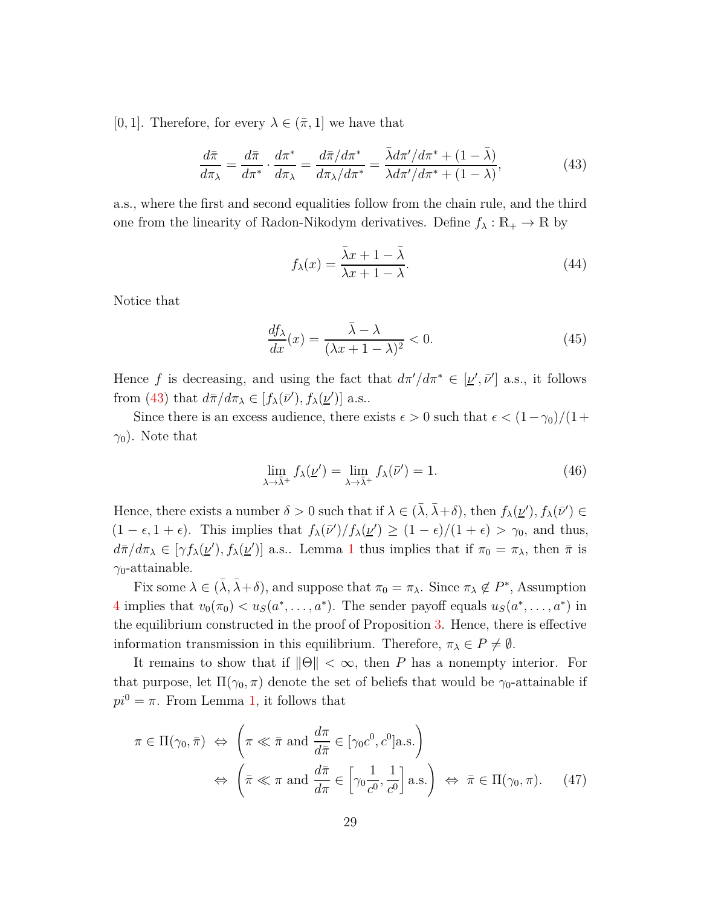[0, 1]. Therefore, for every $\lambda \in (\bar{\pi}, 1]$ we have that

$$\frac{d\bar{\pi}}{d\pi_\lambda} = \frac{d\bar{\pi}}{d\pi^*} \cdot \frac{d\pi^*}{d\pi_\lambda} = \frac{d\bar{\pi}/d\pi^*}{d\pi_\lambda/d\pi^*} = \frac{\bar{\lambda} d\pi'/d\pi^* + (1-\bar{\lambda})}{\lambda d\pi'/d\pi^* + (1-\lambda)}, \tag{43}$$

a.s., where the first and second equalities follow from the chain rule, and the third one from the linearity of Radon-Nikodym derivatives. Define $f_\lambda : \mathbb{R}_+ \to \mathbb{R}$ by

$$f_\lambda(x) = \frac{\bar{\lambda}x + 1 - \bar{\lambda}}{\lambda x + 1 - \lambda}. \tag{44}$$

Notice that

$$\frac{df_\lambda}{dx}(x) = \frac{\bar{\lambda} - \lambda}{(\lambda x + 1 - \lambda)^2} < 0. \tag{45}$$

Hence $f$ is decreasing, and using the fact that $d\pi'/d\pi^* \in [\underline{\nu}', \bar{\nu}']$ a.s., it follows from (43) that $d\bar{\pi}/d\pi_\lambda \in [f_\lambda(\bar{\nu}'), f_\lambda(\underline{\nu}')]$ a.s..

Since there is an excess audience, there exists $\epsilon > 0$ such that $\epsilon < (1-\gamma_0)/(1+\gamma_0)$. Note that

$$\lim_{\lambda \to \bar{\lambda}^+} f_\lambda(\underline{\nu}') = \lim_{\lambda \to \bar{\lambda}^+} f_\lambda(\bar{\nu}') = 1. \tag{46}$$

Hence, there exists a number $\delta > 0$ such that if $\lambda \in (\bar{\lambda}, \bar{\lambda}+\delta)$, then $f_\lambda(\underline{\nu}'), f_\lambda(\bar{\nu}') \in (1-\epsilon, 1+\epsilon)$. This implies that $f_\lambda(\bar{\nu}')/f_\lambda(\underline{\nu}') \geq (1-\epsilon)/(1+\epsilon) > \gamma_0$, and thus, $d\bar{\pi}/d\pi_\lambda \in [\gamma f_\lambda(\underline{\nu}'), f_\lambda(\underline{\nu}')]$ a.s.. Lemma 1 thus implies that if $\pi_0 = \pi_\lambda$, then $\bar{\pi}$ is $\gamma_0$-attainable.

Fix some $\lambda \in (\bar{\lambda}, \bar{\lambda}+\delta)$, and suppose that $\pi_0 = \pi_\lambda$. Since $\pi_\lambda \notin P^*$, Assumption 4 implies that $v_0(\pi_0) < u_S(a^*, \ldots, a^*)$. The sender payoff equals $u_S(a^*, \ldots, a^*)$ in the equilibrium constructed in the proof of Proposition 3. Hence, there is effective information transmission in this equilibrium. Therefore, $\pi_\lambda \in P \neq \emptyset$.

It remains to show that if $\|\Theta\| < \infty$, then $P$ has a nonempty interior. For that purpose, let $\Pi(\gamma_0, \pi)$ denote the set of beliefs that would be $\gamma_0$-attainable if $pi^0 = \pi$. From Lemma 1, it follows that

$$\begin{aligned} \pi \in \Pi(\gamma_0, \bar{\pi}) \;\Leftrightarrow\; & \left(\pi \ll \bar{\pi} \text{ and } \frac{d\pi}{d\bar{\pi}} \in [\gamma_0 c^0, c^0] \text{a.s.}\right) \\ \Leftrightarrow\; & \left(\bar{\pi} \ll \pi \text{ and } \frac{d\bar{\pi}}{d\pi} \in \left[\gamma_0 \frac{1}{c^0}, \frac{1}{c^0}\right] \text{a.s.}\right) \;\Leftrightarrow\; \bar{\pi} \in \Pi(\gamma_0, \pi). \end{aligned} \tag{47}$$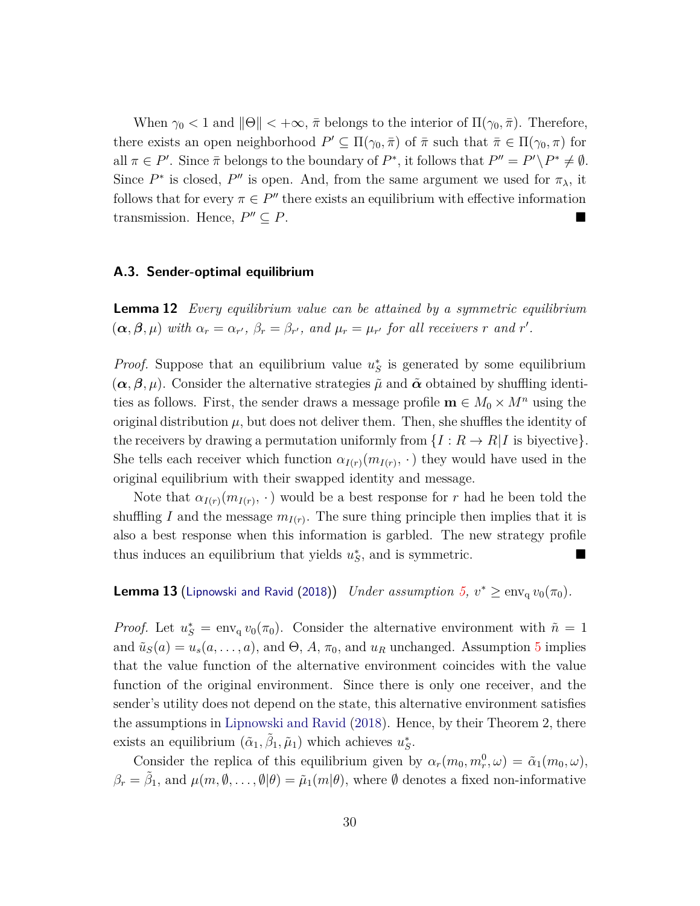When $\gamma_0 < 1$ and $\|\Theta\| < +\infty$, $\bar{\pi}$ belongs to the interior of $\Pi(\gamma_0, \bar{\pi})$. Therefore, there exists an open neighborhood $P' \subseteq \Pi(\gamma_0, \bar{\pi})$ of $\bar{\pi}$ such that $\bar{\pi} \in \Pi(\gamma_0, \pi)$ for all $\pi \in P'$. Since $\bar{\pi}$ belongs to the boundary of $P^*$, it follows that $P'' = P' \backslash P^* \neq \emptyset$. Since $P^*$ is closed, $P''$ is open. And, from the same argument we used for $\pi_\lambda$, it follows that for every $\pi \in P''$ there exists an equilibrium with effective information transmission. Hence, $P'' \subseteq P$. ■

### A.3. Sender-optimal equilibrium

**Lemma 12** *Every equilibrium value can be attained by a symmetric equilibrium $(\boldsymbol{\alpha}, \boldsymbol{\beta}, \mu)$ with $\alpha_r = \alpha_{r'}$, $\beta_r = \beta_{r'}$, and $\mu_r = \mu_{r'}$ for all receivers $r$ and $r'$.*

*Proof.* Suppose that an equilibrium value $u_S^*$ is generated by some equilibrium $(\boldsymbol{\alpha}, \boldsymbol{\beta}, \mu)$. Consider the alternative strategies $\tilde{\mu}$ and $\tilde{\boldsymbol{\alpha}}$ obtained by shuffling identities as follows. First, the sender draws a message profile $\mathbf{m} \in M_0 \times M^n$ using the original distribution $\mu$, but does not deliver them. Then, she shuffles the identity of the receivers by drawing a permutation uniformly from $\{I : R \to R | I \text{ is biyective}\}$. She tells each receiver which function $\alpha_{I(r)}(m_{I(r)}, \cdot)$ they would have used in the original equilibrium with their swapped identity and message.

Note that $\alpha_{I(r)}(m_{I(r)}, \cdot)$ would be a best response for $r$ had he been told the shuffling $I$ and the message $m_{I(r)}$. The sure thing principle then implies that it is also a best response when this information is garbled. The new strategy profile thus induces an equilibrium that yields $u_S^*$, and is symmetric. ■

**Lemma 13** (Lipnowski and Ravid (2018)) *Under assumption 5, $v^* \geq \operatorname{env_q} v_0(\pi_0)$.*

*Proof.* Let $u_S^* = \operatorname{env_q} v_0(\pi_0)$. Consider the alternative environment with $\tilde{n} = 1$ and $\tilde{u}_S(a) = u_s(a, \ldots, a)$, and $\Theta$, $A$, $\pi_0$, and $u_R$ unchanged. Assumption 5 implies that the value function of the alternative environment coincides with the value function of the original environment. Since there is only one receiver, and the sender's utility does not depend on the state, this alternative environment satisfies the assumptions in Lipnowski and Ravid (2018). Hence, by their Theorem 2, there exists an equilibrium $(\tilde{\alpha}_1, \tilde{\beta}_1, \tilde{\mu}_1)$ which achieves $u_S^*$.

Consider the replica of this equilibrium given by $\alpha_r(m_0, m_r^0, \omega) = \tilde{\alpha}_1(m_0, \omega)$, $\beta_r = \tilde{\beta}_1$, and $\mu(m, \emptyset, \ldots, \emptyset|\theta) = \tilde{\mu}_1(m|\theta)$, where $\emptyset$ denotes a fixed non-informative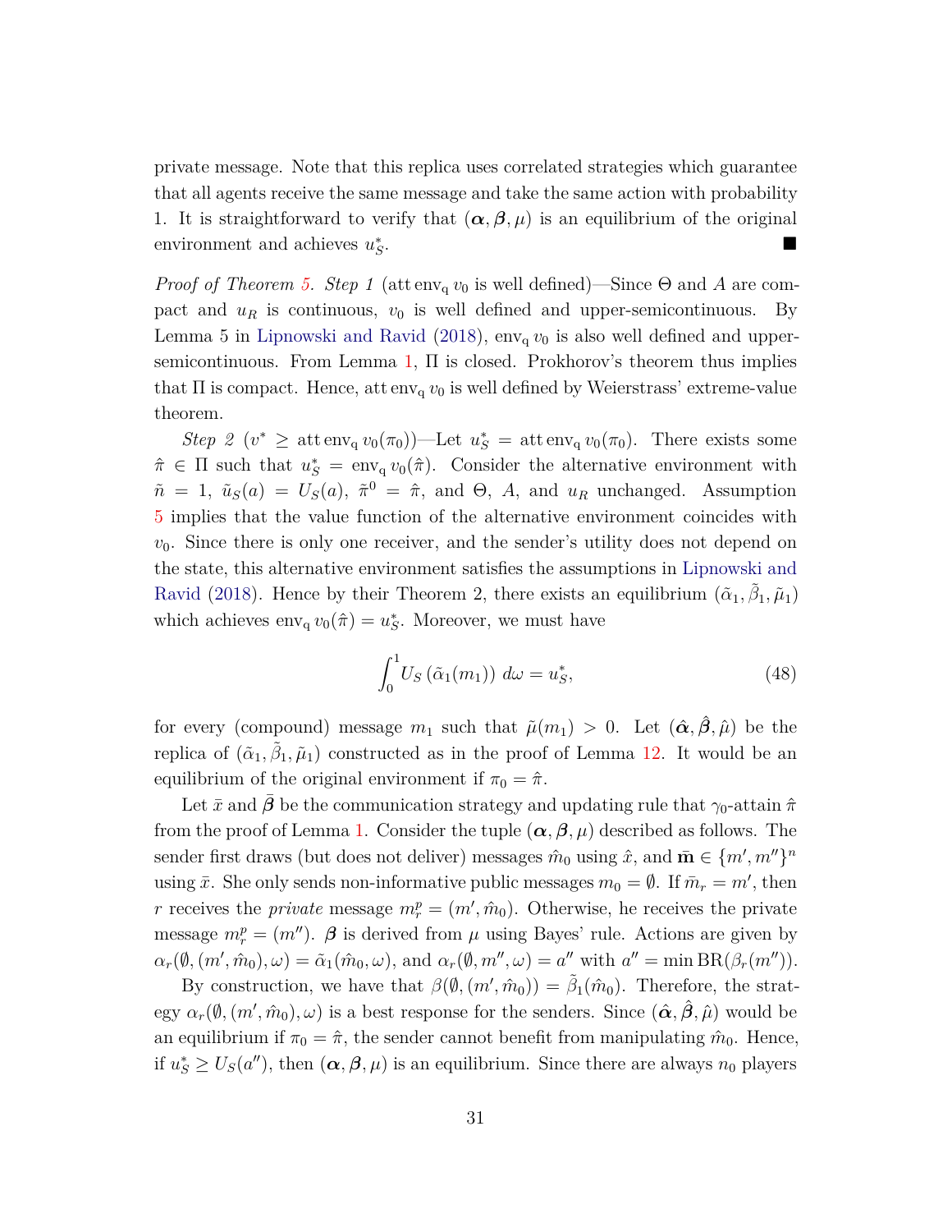private message. Note that this replica uses correlated strategies which guarantee that all agents receive the same message and take the same action with probability 1. It is straightforward to verify that $(\boldsymbol{\alpha}, \boldsymbol{\beta}, \mu)$ is an equilibrium of the original environment and achieves $u_S^*$. ■

*Proof of Theorem 5. Step 1* (att $\text{env}_\text{q}\, v_0$ is well defined)—Since $\Theta$ and $A$ are compact and $u_R$ is continuous, $v_0$ is well defined and upper-semicontinuous. By Lemma 5 in Lipnowski and Ravid (2018), $\text{env}_\text{q}\, v_0$ is also well defined and upper-semicontinuous. From Lemma 1, $\Pi$ is closed. Prokhorov's theorem thus implies that $\Pi$ is compact. Hence, att $\text{env}_\text{q}\, v_0$ is well defined by Weierstrass' extreme-value theorem.

*Step 2* ($v^* \geq \text{att}\,\text{env}_\text{q}\, v_0(\pi_0)$)—Let $u_S^* = \text{att}\,\text{env}_\text{q}\, v_0(\pi_0)$. There exists some $\hat{\pi} \in \Pi$ such that $u_S^* = \text{env}_\text{q}\, v_0(\hat{\pi})$. Consider the alternative environment with $\tilde{n} = 1$, $\tilde{u}_S(a) = U_S(a)$, $\tilde{\pi}^0 = \hat{\pi}$, and $\Theta$, $A$, and $u_R$ unchanged. Assumption 5 implies that the value function of the alternative environment coincides with $v_0$. Since there is only one receiver, and the sender's utility does not depend on the state, this alternative environment satisfies the assumptions in Lipnowski and Ravid (2018). Hence by their Theorem 2, there exists an equilibrium $(\tilde{\alpha}_1, \tilde{\beta}_1, \tilde{\mu}_1)$ which achieves $\text{env}_\text{q}\, v_0(\hat{\pi}) = u_S^*$. Moreover, we must have

$$\int_0^1 U_S\left(\tilde{\alpha}_1(m_1)\right)\, d\omega = u_S^*, \tag{48}$$

for every (compound) message $m_1$ such that $\tilde{\mu}(m_1) > 0$. Let $(\hat{\boldsymbol{\alpha}}, \hat{\boldsymbol{\beta}}, \hat{\mu})$ be the replica of $(\tilde{\alpha}_1, \tilde{\beta}_1, \tilde{\mu}_1)$ constructed as in the proof of Lemma 12. It would be an equilibrium of the original environment if $\pi_0 = \hat{\pi}$.

Let $\bar{x}$ and $\bar{\boldsymbol{\beta}}$ be the communication strategy and updating rule that $\gamma_0$-attain $\hat{\pi}$ from the proof of Lemma 1. Consider the tuple $(\boldsymbol{\alpha}, \boldsymbol{\beta}, \mu)$ described as follows. The sender first draws (but does not deliver) messages $\hat{m}_0$ using $\hat{x}$, and $\bar{\mathbf{m}} \in \{m', m''\}^n$ using $\bar{x}$. She only sends non-informative public messages $m_0 = \emptyset$. If $\bar{m}_r = m'$, then $r$ receives the *private* message $m_r^p = (m', \hat{m}_0)$. Otherwise, he receives the private message $m_r^p = (m'')$. $\boldsymbol{\beta}$ is derived from $\mu$ using Bayes' rule. Actions are given by $\alpha_r(\emptyset, (m', \hat{m}_0), \omega) = \tilde{\alpha}_1(\hat{m}_0, \omega)$, and $\alpha_r(\emptyset, m'', \omega) = a''$ with $a'' = \min \text{BR}(\beta_r(m''))$.

By construction, we have that $\beta(\emptyset, (m', \hat{m}_0)) = \tilde{\beta}_1(\hat{m}_0)$. Therefore, the strategy $\alpha_r(\emptyset, (m', \hat{m}_0), \omega)$ is a best response for the senders. Since $(\hat{\boldsymbol{\alpha}}, \hat{\boldsymbol{\beta}}, \hat{\mu})$ would be an equilibrium if $\pi_0 = \hat{\pi}$, the sender cannot benefit from manipulating $\hat{m}_0$. Hence, if $u_S^* \geq U_S(a'')$, then $(\boldsymbol{\alpha}, \boldsymbol{\beta}, \mu)$ is an equilibrium. Since there are always $n_0$ players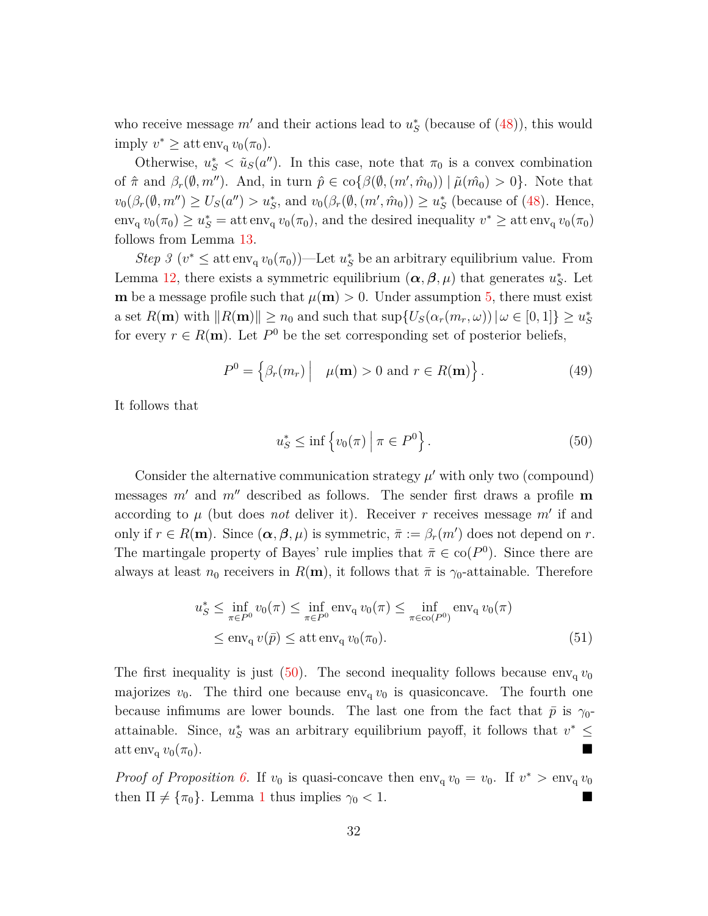who receive message $m'$ and their actions lead to $u_S^*$ (because of (48)), this would imply $v^* \geq \operatorname{att} \operatorname{env_q} v_0(\pi_0)$.

Otherwise, $u_S^* < \tilde{u}_S(a'')$. In this case, note that $\pi_0$ is a convex combination of $\hat{\pi}$ and $\beta_r(\emptyset, m'')$. And, in turn $\hat{p} \in \operatorname{co}\{\beta(\emptyset, (m', \hat{m}_0)) \mid \tilde{\mu}(\hat{m}_0) > 0\}$. Note that $v_0(\beta_r(\emptyset, m'') \geq U_S(a'') > u_S^*$, and $v_0(\beta_r(\emptyset, (m', \hat{m}_0)) \geq u_S^*$ (because of (48). Hence, $\operatorname{env_q} v_0(\pi_0) \geq u_S^* = \operatorname{att} \operatorname{env_q} v_0(\pi_0)$, and the desired inequality $v^* \geq \operatorname{att} \operatorname{env_q} v_0(\pi_0)$ follows from Lemma 13.

*Step 3* ($v^* \leq \operatorname{att} \operatorname{env_q} v_0(\pi_0)$)—Let $u_S^*$ be an arbitrary equilibrium value. From Lemma 12, there exists a symmetric equilibrium $(\boldsymbol{\alpha}, \boldsymbol{\beta}, \mu)$ that generates $u_S^*$. Let $\mathbf{m}$ be a message profile such that $\mu(\mathbf{m}) > 0$. Under assumption 5, there must exist a set $R(\mathbf{m})$ with $\|R(\mathbf{m})\| \geq n_0$ and such that $\sup\{U_S(\alpha_r(m_r, \omega)) \mid \omega \in [0, 1]\} \geq u_S^*$ for every $r \in R(\mathbf{m})$. Let $P^0$ be the set corresponding set of posterior beliefs,

$$P^0 = \left\{ \beta_r(m_r) \,\middle|\, \quad \mu(\mathbf{m}) > 0 \text{ and } r \in R(\mathbf{m}) \right\}. \tag{49}$$

It follows that

$$u_S^* \leq \inf \left\{ v_0(\pi) \,\middle|\, \pi \in P^0 \right\}. \tag{50}$$

Consider the alternative communication strategy $\mu'$ with only two (compound) messages $m'$ and $m''$ described as follows. The sender first draws a profile $\mathbf{m}$ according to $\mu$ (but does *not* deliver it). Receiver $r$ receives message $m'$ if and only if $r \in R(\mathbf{m})$. Since $(\boldsymbol{\alpha}, \boldsymbol{\beta}, \mu)$ is symmetric, $\bar{\pi} := \beta_r(m')$ does not depend on $r$. The martingale property of Bayes' rule implies that $\bar{\pi} \in \operatorname{co}(P^0)$. Since there are always at least $n_0$ receivers in $R(\mathbf{m})$, it follows that $\bar{\pi}$ is $\gamma_0$-attainable. Therefore

$$\begin{aligned}
u_S^* &\leq \inf_{\pi \in P^0} v_0(\pi) \leq \inf_{\pi \in P^0} \operatorname{env_q} v_0(\pi) \leq \inf_{\pi \in \operatorname{co}(P^0)} \operatorname{env_q} v_0(\pi) \\
&\leq \operatorname{env_q} v(\bar{p}) \leq \operatorname{att} \operatorname{env_q} v_0(\pi_0).
\end{aligned} \tag{51}$$

The first inequality is just (50). The second inequality follows because $\operatorname{env_q} v_0$ majorizes $v_0$. The third one because $\operatorname{env_q} v_0$ is quasiconcave. The fourth one because infimums are lower bounds. The last one from the fact that $\bar{p}$ is $\gamma_0$-attainable. Since, $u_S^*$ was an arbitrary equilibrium payoff, it follows that $v^* \leq \operatorname{att} \operatorname{env_q} v_0(\pi_0)$. ■

*Proof of Proposition 6.* If $v_0$ is quasi-concave then $\operatorname{env_q} v_0 = v_0$. If $v^* > \operatorname{env_q} v_0$ then $\Pi \neq \{\pi_0\}$. Lemma 1 thus implies $\gamma_0 < 1$. ■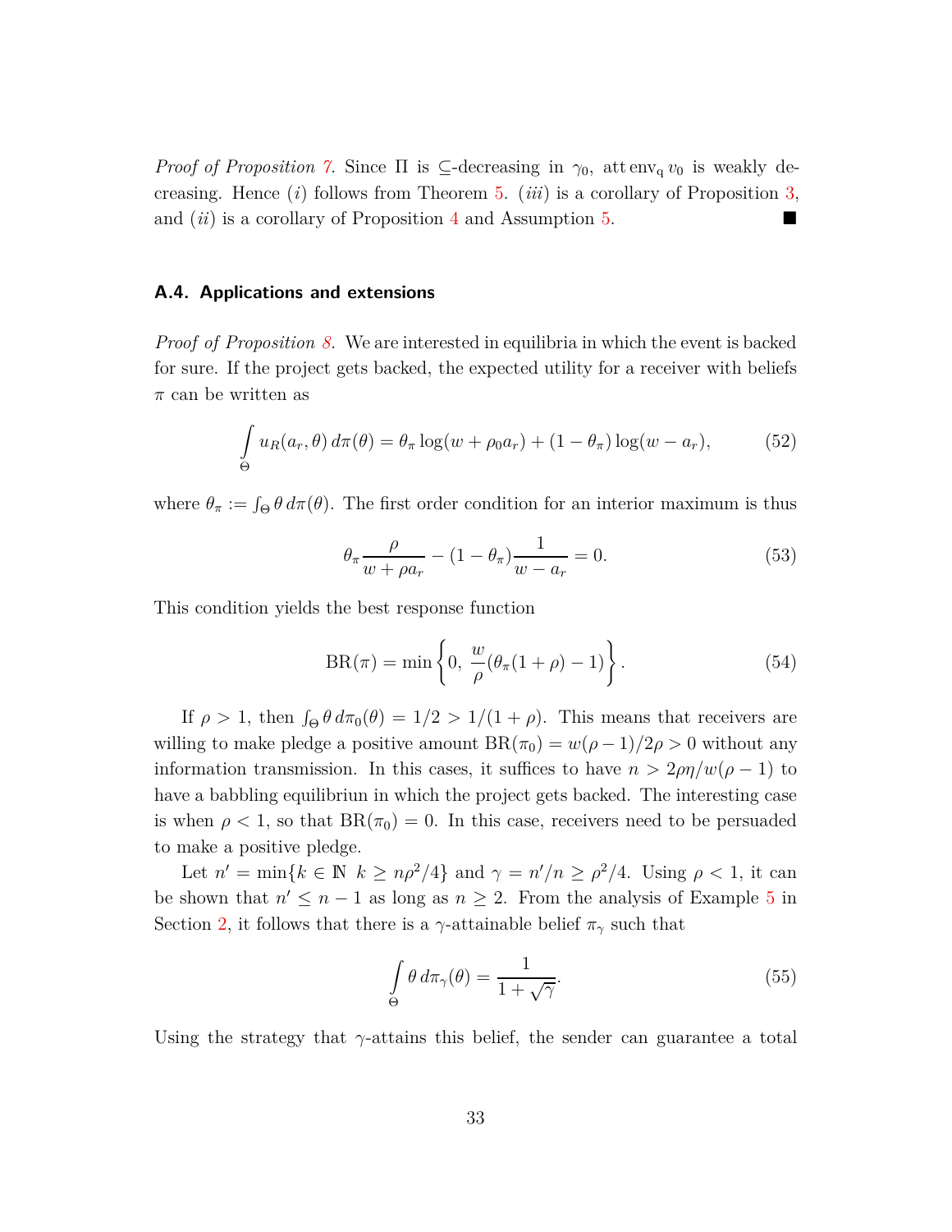*Proof of Proposition 7.* Since $\Pi$ is $\subseteq$-decreasing in $\gamma_0$, $\operatorname{att\,env_q} v_0$ is weakly decreasing. Hence $(i)$ follows from Theorem 5. $(iii)$ is a corollary of Proposition 3, and $(ii)$ is a corollary of Proposition 4 and Assumption 5. ∎

### A.4. Applications and extensions

*Proof of Proposition 8.* We are interested in equilibria in which the event is backed for sure. If the project gets backed, the expected utility for a receiver with beliefs $\pi$ can be written as

$$\int_{\Theta} u_R(a_r, \theta)\, d\pi(\theta) = \theta_\pi \log(w + \rho_0 a_r) + (1 - \theta_\pi) \log(w - a_r), \tag{52}$$

where $\theta_\pi := \int_\Theta \theta\, d\pi(\theta)$. The first order condition for an interior maximum is thus

$$\theta_\pi \frac{\rho}{w + \rho a_r} - (1 - \theta_\pi) \frac{1}{w - a_r} = 0. \tag{53}$$

This condition yields the best response function

$$\mathrm{BR}(\pi) = \min\left\{0,\ \frac{w}{\rho}(\theta_\pi(1+\rho) - 1)\right\}. \tag{54}$$

If $\rho > 1$, then $\int_\Theta \theta\, d\pi_0(\theta) = 1/2 > 1/(1+\rho)$. This means that receivers are willing to make pledge a positive amount $\mathrm{BR}(\pi_0) = w(\rho - 1)/2\rho > 0$ without any information transmission. In this cases, it suffices to have $n > 2\rho\eta/w(\rho - 1)$ to have a babbling equilibriun in which the project gets backed. The interesting case is when $\rho < 1$, so that $\mathrm{BR}(\pi_0) = 0$. In this case, receivers need to be persuaded to make a positive pledge.

Let $n' = \min\{k \in \mathbb{N}\ \ k \geq n\rho^2/4\}$ and $\gamma = n'/n \geq \rho^2/4$. Using $\rho < 1$, it can be shown that $n' \leq n - 1$ as long as $n \geq 2$. From the analysis of Example 5 in Section 2, it follows that there is a $\gamma$-attainable belief $\pi_\gamma$ such that

$$\int_\Theta \theta\, d\pi_\gamma(\theta) = \frac{1}{1 + \sqrt{\gamma}}. \tag{55}$$

Using the strategy that $\gamma$-attains this belief, the sender can guarantee a total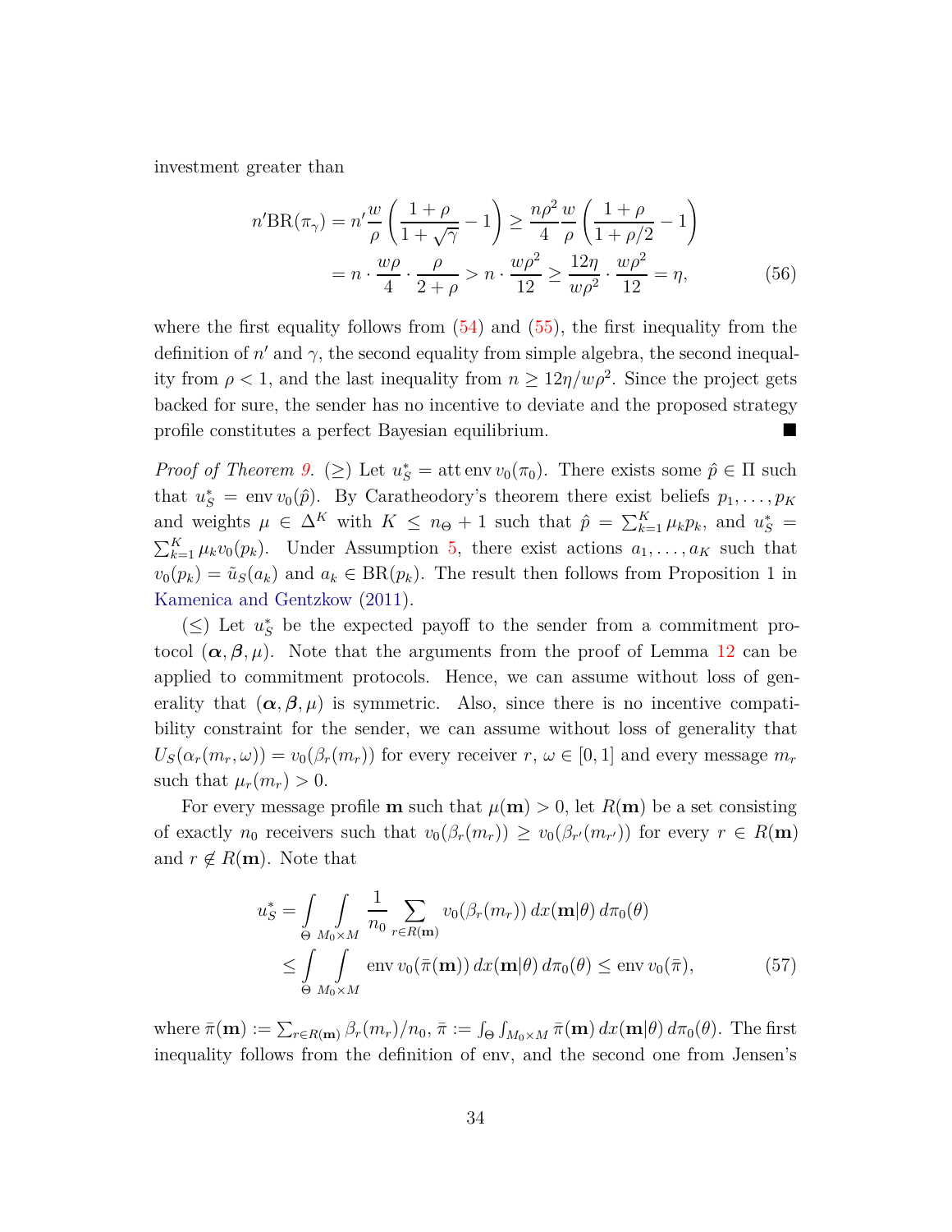investment greater than

$$
\begin{aligned}
n' \mathrm{BR}(\pi_\gamma) &= n' \frac{w}{\rho}\left(\frac{1+\rho}{1+\sqrt{\gamma}} - 1\right) \geq \frac{n\rho^2}{4}\frac{w}{\rho}\left(\frac{1+\rho}{1+\rho/2} - 1\right) \\
&= n \cdot \frac{w\rho}{4} \cdot \frac{\rho}{2+\rho} > n \cdot \frac{w\rho^2}{12} \geq \frac{12\eta}{w\rho^2} \cdot \frac{w\rho^2}{12} = \eta,
\end{aligned} \tag{56}
$$

where the first equality follows from (54) and (55), the first inequality from the definition of $n'$ and $\gamma$, the second equality from simple algebra, the second inequality from $\rho < 1$, and the last inequality from $n \geq 12\eta/w\rho^2$. Since the project gets backed for sure, the sender has no incentive to deviate and the proposed strategy profile constitutes a perfect Bayesian equilibrium. ∎

*Proof of Theorem 9.* ($\geq$) Let $u_S^* = \operatorname{att}\operatorname{env} v_0(\pi_0)$. There exists some $\hat{p} \in \Pi$ such that $u_S^* = \operatorname{env} v_0(\hat{p})$. By Caratheodory's theorem there exist beliefs $p_1, \ldots, p_K$ and weights $\mu \in \Delta^K$ with $K \leq n_\Theta + 1$ such that $\hat{p} = \sum_{k=1}^K \mu_k p_k$, and $u_S^* = \sum_{k=1}^K \mu_k v_0(p_k)$. Under Assumption 5, there exist actions $a_1, \ldots, a_K$ such that $v_0(p_k) = \tilde{u}_S(a_k)$ and $a_k \in \mathrm{BR}(p_k)$. The result then follows from Proposition 1 in Kamenica and Gentzkow (2011).

($\leq$) Let $u_S^*$ be the expected payoff to the sender from a commitment protocol $(\boldsymbol{\alpha}, \boldsymbol{\beta}, \mu)$. Note that the arguments from the proof of Lemma 12 can be applied to commitment protocols. Hence, we can assume without loss of generality that $(\boldsymbol{\alpha}, \boldsymbol{\beta}, \mu)$ is symmetric. Also, since there is no incentive compatibility constraint for the sender, we can assume without loss of generality that $U_S(\alpha_r(m_r, \omega)) = v_0(\beta_r(m_r))$ for every receiver $r$, $\omega \in [0,1]$ and every message $m_r$ such that $\mu_r(m_r) > 0$.

For every message profile $\mathbf{m}$ such that $\mu(\mathbf{m}) > 0$, let $R(\mathbf{m})$ be a set consisting of exactly $n_0$ receivers such that $v_0(\beta_r(m_r)) \geq v_0(\beta_{r'}(m_{r'}))$ for every $r \in R(\mathbf{m})$ and $r \notin R(\mathbf{m})$. Note that

$$
\begin{aligned}
u_S^* &= \int_\Theta \int_{M_0 \times M} \frac{1}{n_0} \sum_{r \in R(\mathbf{m})} v_0(\beta_r(m_r))\, dx(\mathbf{m}|\theta)\, d\pi_0(\theta) \\
&\leq \int_\Theta \int_{M_0 \times M} \operatorname{env} v_0(\bar{\pi}(\mathbf{m}))\, dx(\mathbf{m}|\theta)\, d\pi_0(\theta) \leq \operatorname{env} v_0(\bar{\pi}),
\end{aligned} \tag{57}
$$

where $\bar{\pi}(\mathbf{m}) := \sum_{r \in R(\mathbf{m})} \beta_r(m_r)/n_0$, $\bar{\pi} := \int_\Theta \int_{M_0 \times M} \bar{\pi}(\mathbf{m})\, dx(\mathbf{m}|\theta)\, d\pi_0(\theta)$. The first inequality follows from the definition of env, and the second one from Jensen's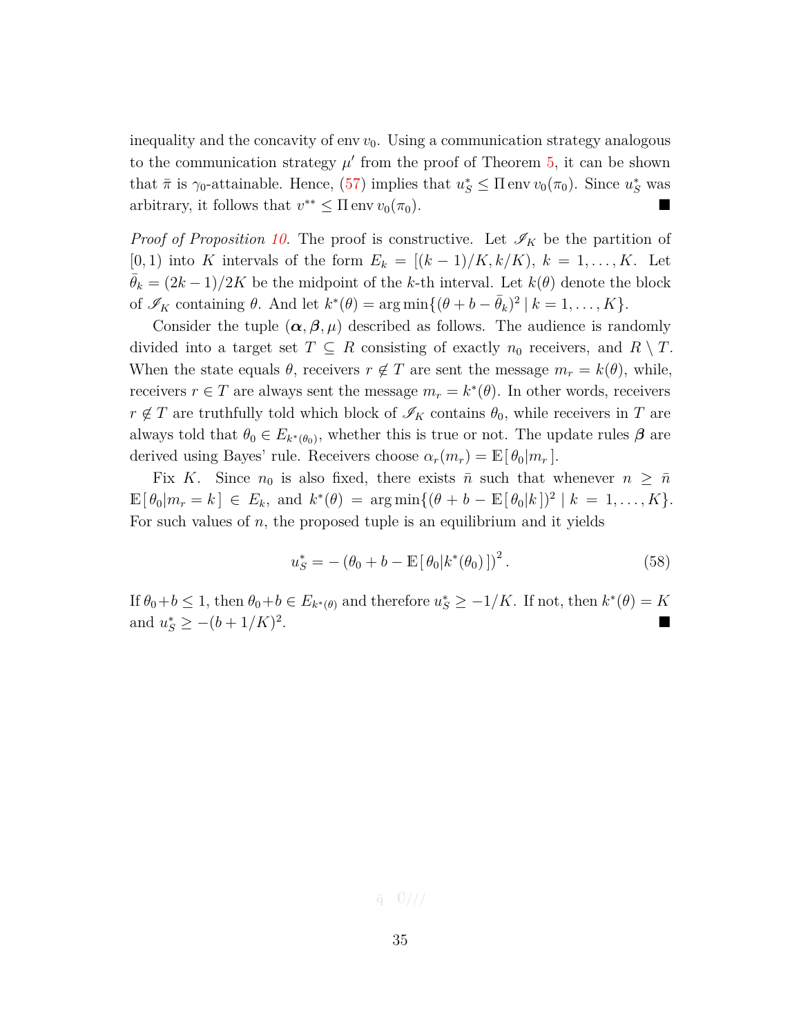inequality and the concavity of env $v_0$. Using a communication strategy analogous to the communication strategy $\mu'$ from the proof of Theorem 5, it can be shown that $\bar{\pi}$ is $\gamma_0$-attainable. Hence, (57) implies that $u_S^* \leq \Pi \operatorname{env} v_0(\pi_0)$. Since $u_S^*$ was arbitrary, it follows that $v^{**} \leq \Pi \operatorname{env} v_0(\pi_0)$. ■

*Proof of Proposition 10.* The proof is constructive. Let $\mathscr{I}_K$ be the partition of $[0, 1)$ into $K$ intervals of the form $E_k = [(k-1)/K, k/K)$, $k = 1, \ldots, K$. Let $\bar{\theta}_k = (2k-1)/2K$ be the midpoint of the $k$-th interval. Let $k(\theta)$ denote the block of $\mathscr{I}_K$ containing $\theta$. And let $k^*(\theta) = \arg\min\{(\theta + b - \bar{\theta}_k)^2 \mid k = 1, \ldots, K\}$.

Consider the tuple $(\boldsymbol{\alpha}, \boldsymbol{\beta}, \mu)$ described as follows. The audience is randomly divided into a target set $T \subseteq R$ consisting of exactly $n_0$ receivers, and $R \setminus T$. When the state equals $\theta$, receivers $r \notin T$ are sent the message $m_r = k(\theta)$, while, receivers $r \in T$ are always sent the message $m_r = k^*(\theta)$. In other words, receivers $r \notin T$ are truthfully told which block of $\mathscr{I}_K$ contains $\theta_0$, while receivers in $T$ are always told that $\theta_0 \in E_{k^*(\theta_0)}$, whether this is true or not. The update rules $\boldsymbol{\beta}$ are derived using Bayes' rule. Receivers choose $\alpha_r(m_r) = \mathbb{E}[\,\theta_0 | m_r\,]$.

Fix $K$. Since $n_0$ is also fixed, there exists $\bar{n}$ such that whenever $n \geq \bar{n}$ $\mathbb{E}[\,\theta_0 | m_r = k\,] \in E_k$, and $k^*(\theta) = \arg\min\{(\theta + b - \mathbb{E}[\,\theta_0 | k\,])^2 \mid k = 1, \ldots, K\}$. For such values of $n$, the proposed tuple is an equilibrium and it yields

$$u_S^* = -\left(\theta_0 + b - \mathbb{E}[\,\theta_0 | k^*(\theta_0)\,]\right)^2. \tag{58}$$

If $\theta_0 + b \leq 1$, then $\theta_0 + b \in E_{k^*(\theta)}$ and therefore $u_S^* \geq -1/K$. If not, then $k^*(\theta) = K$ and $u_S^* \geq -(b + 1/K)^2$. ■